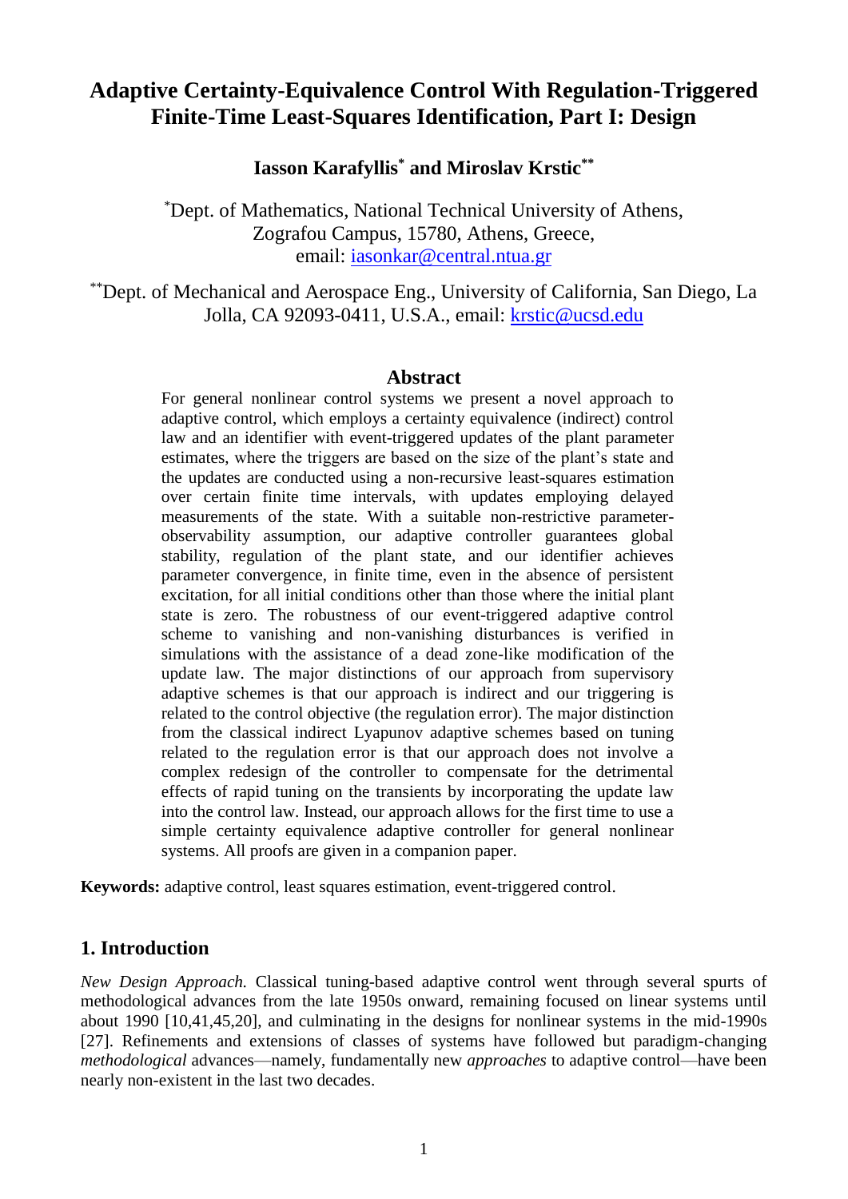# Adaptive Certainty-Equivalence Control With Regulation-Triggered Finite-Time Least-Squares Identification, Part I: Design

**Iasson Karafyllis[*] and Miroslav Krstic[**]**

[*]Dept. of Mathematics, National Technical University of Athens, Zografou Campus, 15780, Athens, Greece, email: iasonkar@central.ntua.gr

[**]Dept. of Mechanical and Aerospace Eng., University of California, San Diego, La Jolla, CA 92093-0411, U.S.A., email: krstic@ucsd.edu

## Abstract

For general nonlinear control systems we present a novel approach to adaptive control, which employs a certainty equivalence (indirect) control law and an identifier with event-triggered updates of the plant parameter estimates, where the triggers are based on the size of the plant's state and the updates are conducted using a non-recursive least-squares estimation over certain finite time intervals, with updates employing delayed measurements of the state. With a suitable non-restrictive parameter-observability assumption, our adaptive controller guarantees global stability, regulation of the plant state, and our identifier achieves parameter convergence, in finite time, even in the absence of persistent excitation, for all initial conditions other than those where the initial plant state is zero. The robustness of our event-triggered adaptive control scheme to vanishing and non-vanishing disturbances is verified in simulations with the assistance of a dead zone-like modification of the update law. The major distinctions of our approach from supervisory adaptive schemes is that our approach is indirect and our triggering is related to the control objective (the regulation error). The major distinction from the classical indirect Lyapunov adaptive schemes based on tuning related to the regulation error is that our approach does not involve a complex redesign of the controller to compensate for the detrimental effects of rapid tuning on the transients by incorporating the update law into the control law. Instead, our approach allows for the first time to use a simple certainty equivalence adaptive controller for general nonlinear systems. All proofs are given in a companion paper.

**Keywords:** adaptive control, least squares estimation, event-triggered control.

## 1. Introduction

*New Design Approach.* Classical tuning-based adaptive control went through several spurts of methodological advances from the late 1950s onward, remaining focused on linear systems until about 1990 [10,41,45,20], and culminating in the designs for nonlinear systems in the mid-1990s [27]. Refinements and extensions of classes of systems have followed but paradigm-changing *methodological* advances—namely, fundamentally new *approaches* to adaptive control—have been nearly non-existent in the last two decades.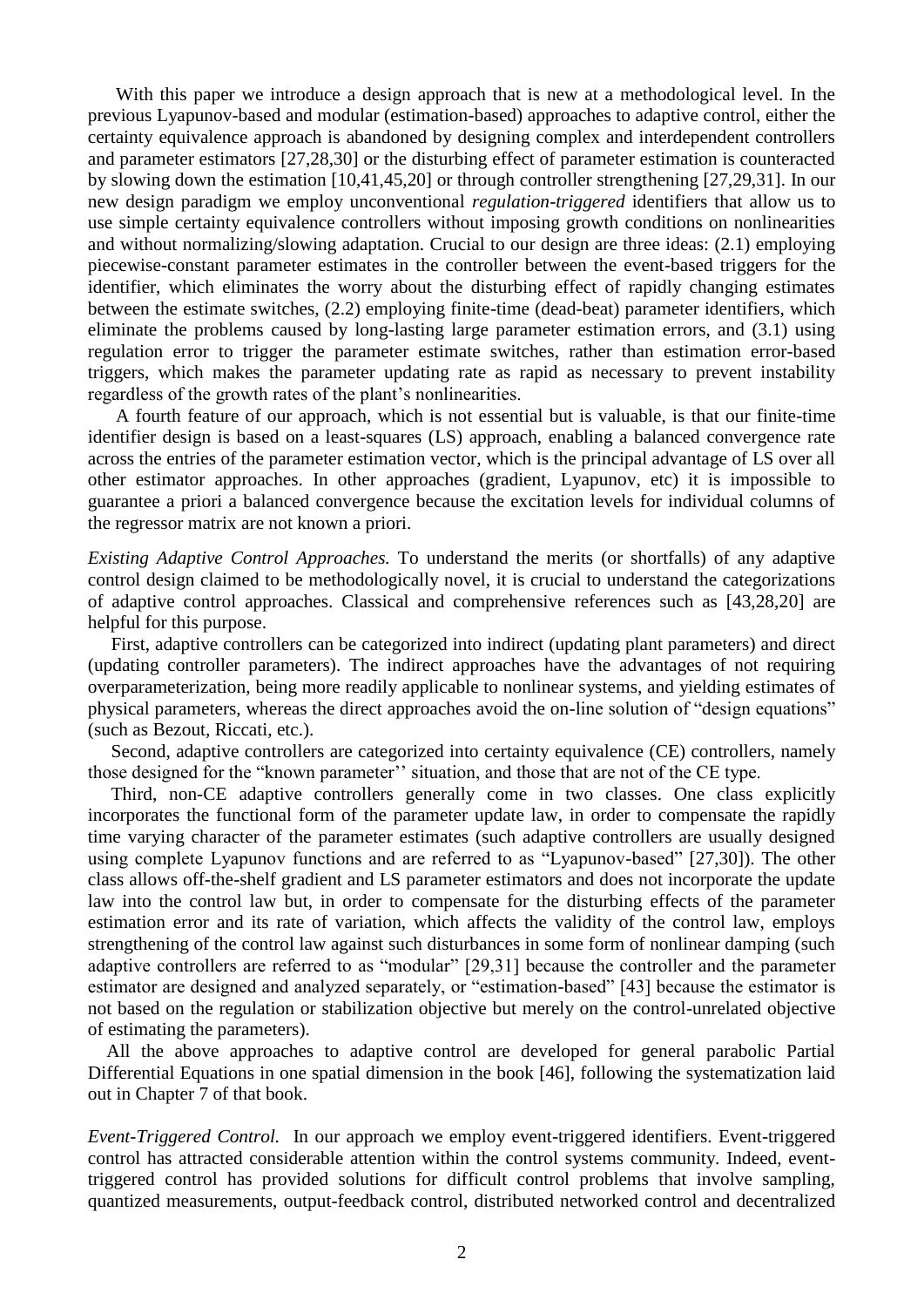With this paper we introduce a design approach that is new at a methodological level. In the previous Lyapunov-based and modular (estimation-based) approaches to adaptive control, either the certainty equivalence approach is abandoned by designing complex and interdependent controllers and parameter estimators [27,28,30] or the disturbing effect of parameter estimation is counteracted by slowing down the estimation [10,41,45,20] or through controller strengthening [27,29,31]. In our new design paradigm we employ unconventional *regulation-triggered* identifiers that allow us to use simple certainty equivalence controllers without imposing growth conditions on nonlinearities and without normalizing/slowing adaptation. Crucial to our design are three ideas: (2.1) employing piecewise-constant parameter estimates in the controller between the event-based triggers for the identifier, which eliminates the worry about the disturbing effect of rapidly changing estimates between the estimate switches, (2.2) employing finite-time (dead-beat) parameter identifiers, which eliminate the problems caused by long-lasting large parameter estimation errors, and (3.1) using regulation error to trigger the parameter estimate switches, rather than estimation error-based triggers, which makes the parameter updating rate as rapid as necessary to prevent instability regardless of the growth rates of the plant's nonlinearities.

A fourth feature of our approach, which is not essential but is valuable, is that our finite-time identifier design is based on a least-squares (LS) approach, enabling a balanced convergence rate across the entries of the parameter estimation vector, which is the principal advantage of LS over all other estimator approaches. In other approaches (gradient, Lyapunov, etc) it is impossible to guarantee a priori a balanced convergence because the excitation levels for individual columns of the regressor matrix are not known a priori.

*Existing Adaptive Control Approaches.* To understand the merits (or shortfalls) of any adaptive control design claimed to be methodologically novel, it is crucial to understand the categorizations of adaptive control approaches. Classical and comprehensive references such as [43,28,20] are helpful for this purpose.

First, adaptive controllers can be categorized into indirect (updating plant parameters) and direct (updating controller parameters). The indirect approaches have the advantages of not requiring overparameterization, being more readily applicable to nonlinear systems, and yielding estimates of physical parameters, whereas the direct approaches avoid the on-line solution of "design equations" (such as Bezout, Riccati, etc.).

Second, adaptive controllers are categorized into certainty equivalence (CE) controllers, namely those designed for the "known parameter'' situation, and those that are not of the CE type.

Third, non-CE adaptive controllers generally come in two classes. One class explicitly incorporates the functional form of the parameter update law, in order to compensate the rapidly time varying character of the parameter estimates (such adaptive controllers are usually designed using complete Lyapunov functions and are referred to as "Lyapunov-based" [27,30]). The other class allows off-the-shelf gradient and LS parameter estimators and does not incorporate the update law into the control law but, in order to compensate for the disturbing effects of the parameter estimation error and its rate of variation, which affects the validity of the control law, employs strengthening of the control law against such disturbances in some form of nonlinear damping (such adaptive controllers are referred to as "modular" [29,31] because the controller and the parameter estimator are designed and analyzed separately, or "estimation-based" [43] because the estimator is not based on the regulation or stabilization objective but merely on the control-unrelated objective of estimating the parameters).

All the above approaches to adaptive control are developed for general parabolic Partial Differential Equations in one spatial dimension in the book [46], following the systematization laid out in Chapter 7 of that book.

*Event-Triggered Control.* In our approach we employ event-triggered identifiers. Event-triggered control has attracted considerable attention within the control systems community. Indeed, event-triggered control has provided solutions for difficult control problems that involve sampling, quantized measurements, output-feedback control, distributed networked control and decentralized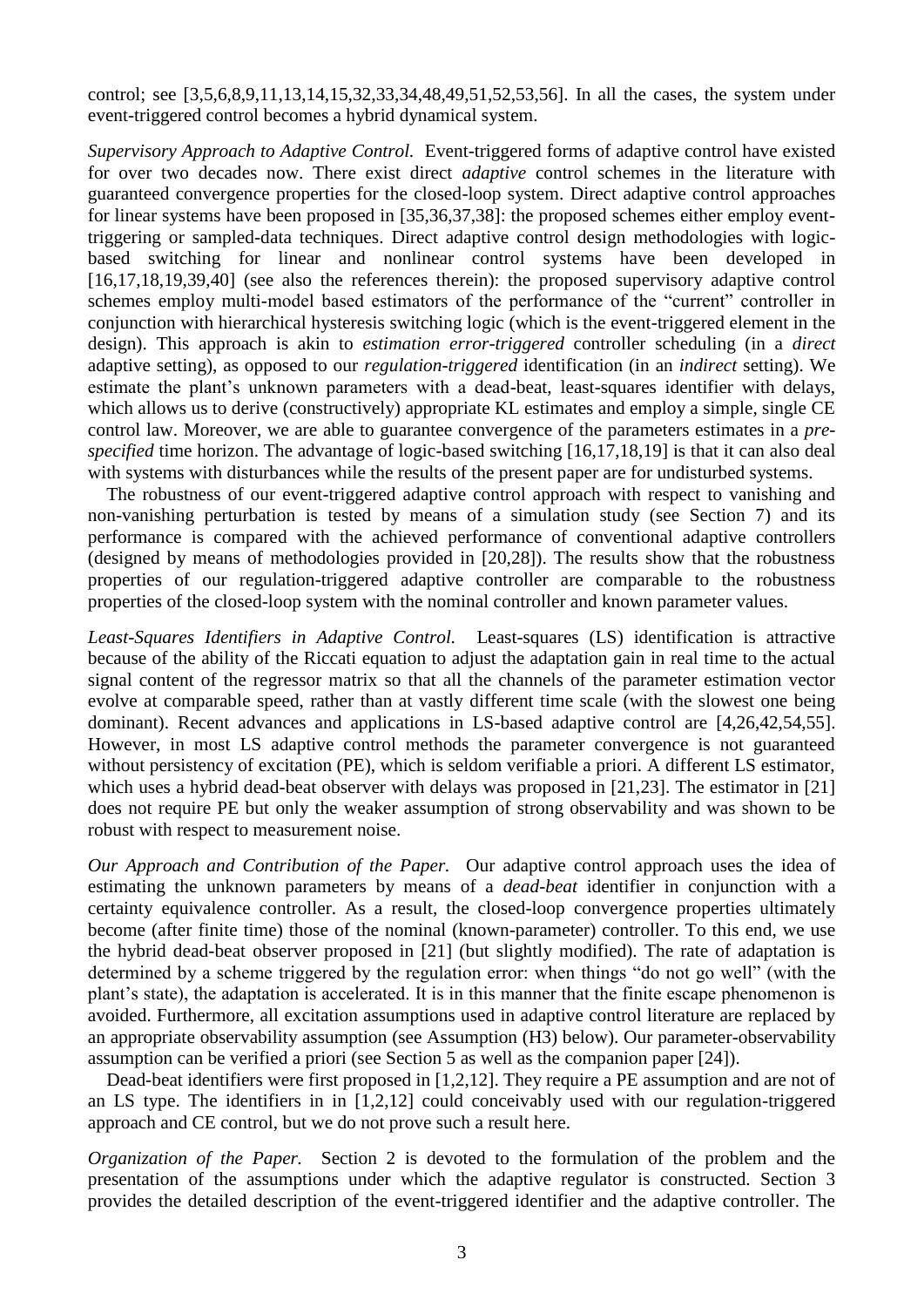control; see [3,5,6,8,9,11,13,14,15,32,33,34,48,49,51,52,53,56]. In all the cases, the system under event-triggered control becomes a hybrid dynamical system.

*Supervisory Approach to Adaptive Control.* Event-triggered forms of adaptive control have existed for over two decades now. There exist direct *adaptive* control schemes in the literature with guaranteed convergence properties for the closed-loop system. Direct adaptive control approaches for linear systems have been proposed in [35,36,37,38]: the proposed schemes either employ event-triggering or sampled-data techniques. Direct adaptive control design methodologies with logic-based switching for linear and nonlinear control systems have been developed in [16,17,18,19,39,40] (see also the references therein): the proposed supervisory adaptive control schemes employ multi-model based estimators of the performance of the "current" controller in conjunction with hierarchical hysteresis switching logic (which is the event-triggered element in the design). This approach is akin to *estimation error-triggered* controller scheduling (in a *direct* adaptive setting), as opposed to our *regulation-triggered* identification (in an *indirect* setting). We estimate the plant's unknown parameters with a dead-beat, least-squares identifier with delays, which allows us to derive (constructively) appropriate KL estimates and employ a simple, single CE control law. Moreover, we are able to guarantee convergence of the parameters estimates in a *pre-specified* time horizon. The advantage of logic-based switching [16,17,18,19] is that it can also deal with systems with disturbances while the results of the present paper are for undisturbed systems.

The robustness of our event-triggered adaptive control approach with respect to vanishing and non-vanishing perturbation is tested by means of a simulation study (see Section 7) and its performance is compared with the achieved performance of conventional adaptive controllers (designed by means of methodologies provided in [20,28]). The results show that the robustness properties of our regulation-triggered adaptive controller are comparable to the robustness properties of the closed-loop system with the nominal controller and known parameter values.

*Least-Squares Identifiers in Adaptive Control.* Least-squares (LS) identification is attractive because of the ability of the Riccati equation to adjust the adaptation gain in real time to the actual signal content of the regressor matrix so that all the channels of the parameter estimation vector evolve at comparable speed, rather than at vastly different time scale (with the slowest one being dominant). Recent advances and applications in LS-based adaptive control are [4,26,42,54,55]. However, in most LS adaptive control methods the parameter convergence is not guaranteed without persistency of excitation (PE), which is seldom verifiable a priori. A different LS estimator, which uses a hybrid dead-beat observer with delays was proposed in [21,23]. The estimator in [21] does not require PE but only the weaker assumption of strong observability and was shown to be robust with respect to measurement noise.

*Our Approach and Contribution of the Paper.* Our adaptive control approach uses the idea of estimating the unknown parameters by means of a *dead-beat* identifier in conjunction with a certainty equivalence controller. As a result, the closed-loop convergence properties ultimately become (after finite time) those of the nominal (known-parameter) controller. To this end, we use the hybrid dead-beat observer proposed in [21] (but slightly modified). The rate of adaptation is determined by a scheme triggered by the regulation error: when things "do not go well" (with the plant's state), the adaptation is accelerated. It is in this manner that the finite escape phenomenon is avoided. Furthermore, all excitation assumptions used in adaptive control literature are replaced by an appropriate observability assumption (see Assumption (H3) below). Our parameter-observability assumption can be verified a priori (see Section 5 as well as the companion paper [24]).

Dead-beat identifiers were first proposed in [1,2,12]. They require a PE assumption and are not of an LS type. The identifiers in in [1,2,12] could conceivably used with our regulation-triggered approach and CE control, but we do not prove such a result here.

*Organization of the Paper.* Section 2 is devoted to the formulation of the problem and the presentation of the assumptions under which the adaptive regulator is constructed. Section 3 provides the detailed description of the event-triggered identifier and the adaptive controller. The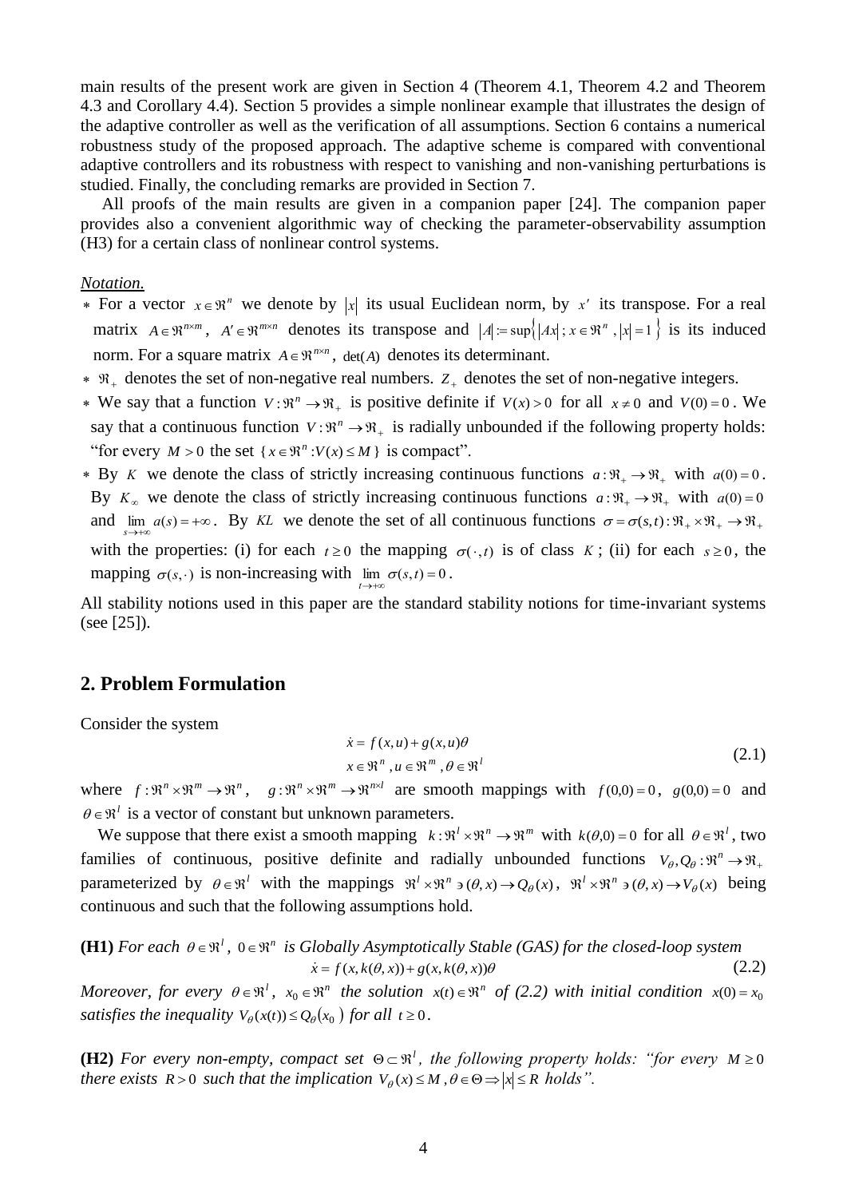main results of the present work are given in Section 4 (Theorem 4.1, Theorem 4.2 and Theorem 4.3 and Corollary 4.4). Section 5 provides a simple nonlinear example that illustrates the design of the adaptive controller as well as the verification of all assumptions. Section 6 contains a numerical robustness study of the proposed approach. The adaptive scheme is compared with conventional adaptive controllers and its robustness with respect to vanishing and non-vanishing perturbations is studied. Finally, the concluding remarks are provided in Section 7.

All proofs of the main results are given in a companion paper [24]. The companion paper provides also a convenient algorithmic way of checking the parameter-observability assumption (H3) for a certain class of nonlinear control systems.

*Notation.*

* For a vector $x \in \Re^n$ we denote by $|x|$ its usual Euclidean norm, by $x'$ its transpose. For a real matrix $A \in \Re^{n\times m}$, $A' \in \Re^{m\times n}$ denotes its transpose and $|A| := \sup\{|Ax| \,;\, x \in \Re^n \,, |x| = 1\}$ is its induced norm. For a square matrix $A \in \Re^{n\times n}$, $\det(A)$ denotes its determinant.
* $\Re_+$ denotes the set of non-negative real numbers. $Z_+$ denotes the set of non-negative integers.
* We say that a function $V : \Re^n \to \Re_+$ is positive definite if $V(x) > 0$ for all $x \neq 0$ and $V(0) = 0$. We say that a continuous function $V : \Re^n \to \Re_+$ is radially unbounded if the following property holds: "for every $M > 0$ the set $\{x \in \Re^n : V(x) \leq M\}$ is compact".
* By $K$ we denote the class of strictly increasing continuous functions $a : \Re_+ \to \Re_+$ with $a(0) = 0$. By $K_\infty$ we denote the class of strictly increasing continuous functions $a : \Re_+ \to \Re_+$ with $a(0) = 0$ and $\lim_{s\to+\infty} a(s) = +\infty$. By $KL$ we denote the set of all continuous functions $\sigma = \sigma(s,t) : \Re_+ \times \Re_+ \to \Re_+$ with the properties: (i) for each $t \geq 0$ the mapping $\sigma(\cdot\,,t)$ is of class $K$; (ii) for each $s \geq 0$, the mapping $\sigma(s,\cdot)$ is non-increasing with $\lim_{t\to+\infty} \sigma(s,t) = 0$.

All stability notions used in this paper are the standard stability notions for time-invariant systems (see [25]).

## 2. Problem Formulation

Consider the system

$$
\begin{gathered}
\dot{x} = f(x,u) + g(x,u)\theta \\
x \in \Re^n \,, u \in \Re^m \,, \theta \in \Re^l
\end{gathered}
\tag{2.1}
$$

where $f : \Re^n \times \Re^m \to \Re^n$, $g : \Re^n \times \Re^m \to \Re^{n\times l}$ are smooth mappings with $f(0,0) = 0$, $g(0,0) = 0$ and $\theta \in \Re^l$ is a vector of constant but unknown parameters.

We suppose that there exist a smooth mapping $k : \Re^l \times \Re^n \to \Re^m$ with $k(\theta,0) = 0$ for all $\theta \in \Re^l$, two families of continuous, positive definite and radially unbounded functions $V_\theta, Q_\theta : \Re^n \to \Re_+$ parameterized by $\theta \in \Re^l$ with the mappings $\Re^l \times \Re^n \ni (\theta,x) \to Q_\theta(x)$, $\Re^l \times \Re^n \ni (\theta,x) \to V_\theta(x)$ being continuous and such that the following assumptions hold.

**(H1)** *For each $\theta \in \Re^l$, $0 \in \Re^n$ is Globally Asymptotically Stable (GAS) for the closed-loop system*

$$
\dot{x} = f(x, k(\theta,x)) + g(x, k(\theta,x))\theta
\tag{2.2}
$$

*Moreover, for every $\theta \in \Re^l$, $x_0 \in \Re^n$ the solution $x(t) \in \Re^n$ of (2.2) with initial condition $x(0) = x_0$ satisfies the inequality $V_\theta(x(t)) \leq Q_\theta(x_0)$ for all $t \geq 0$.*

**(H2)** *For every non-empty, compact set $\Theta \subset \Re^l$, the following property holds: "for every $M \geq 0$ there exists $R > 0$ such that the implication $V_\theta(x) \leq M \,, \theta \in \Theta \Rightarrow |x| \leq R$ holds".*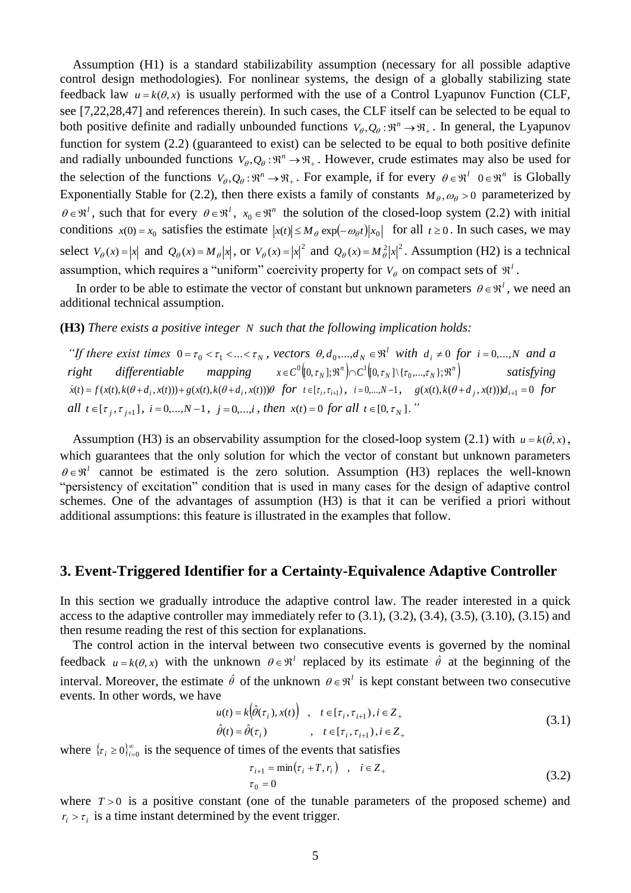Assumption (H1) is a standard stabilizability assumption (necessary for all possible adaptive control design methodologies). For nonlinear systems, the design of a globally stabilizing state feedback law $u = k(\theta, x)$ is usually performed with the use of a Control Lyapunov Function (CLF, see [7,22,28,47] and references therein). In such cases, the CLF itself can be selected to be equal to both positive definite and radially unbounded functions $V_\theta, Q_\theta : \Re^n \to \Re_+$. In general, the Lyapunov function for system (2.2) (guaranteed to exist) can be selected to be equal to both positive definite and radially unbounded functions $V_\theta, Q_\theta : \Re^n \to \Re_+$. However, crude estimates may also be used for the selection of the functions $V_\theta, Q_\theta : \Re^n \to \Re_+$. For example, if for every $\theta \in \Re^l$ $0 \in \Re^n$ is Globally Exponentially Stable for (2.2), then there exists a family of constants $M_\theta, \omega_\theta > 0$ parameterized by $\theta \in \Re^l$, such that for every $\theta \in \Re^l$, $x_0 \in \Re^n$ the solution of the closed-loop system (2.2) with initial conditions $x(0) = x_0$ satisfies the estimate $|x(t)| \le M_\theta \exp(-\omega_\theta t)|x_0|$ for all $t \ge 0$. In such cases, we may select $V_\theta(x) = |x|$ and $Q_\theta(x) = M_\theta |x|$, or $V_\theta(x) = |x|^2$ and $Q_\theta(x) = M_\theta^2 |x|^2$. Assumption (H2) is a technical assumption, which requires a "uniform" coercivity property for $V_\theta$ on compact sets of $\Re^l$.

In order to be able to estimate the vector of constant but unknown parameters $\theta \in \Re^l$, we need an additional technical assumption.

**(H3)** *There exists a positive integer $N$ such that the following implication holds:*

*"If there exist times $0 = \tau_0 < \tau_1 < ... < \tau_N$, vectors $\theta, d_0, ..., d_N \in \Re^l$ with $d_i \neq 0$ for $i = 0,...,N$ and a right differentiable mapping $x \in C^0([0,\tau_N];\Re^n) \cap C^1([0,\tau_N] \setminus \{\tau_0,...,\tau_N\};\Re^n)$ satisfying $\dot{x}(t) = f(x(t), k(\theta + d_i, x(t))) + g(x(t), k(\theta + d_i, x(t)))\theta$ for $t \in [\tau_i, \tau_{i+1})$, $i = 0,...,N-1$, $g(x(t), k(\theta + d_j, x(t)))d_{i+1} = 0$ for all $t \in [\tau_j, \tau_{j+1}]$, $i = 0,...,N-1$, $j = 0,...,i$, then $x(t) = 0$ for all $t \in [0, \tau_N]$."*

Assumption (H3) is an observability assumption for the closed-loop system (2.1) with $u = k(\hat{\theta}, x)$, which guarantees that the only solution for which the vector of constant but unknown parameters $\theta \in \Re^l$ cannot be estimated is the zero solution. Assumption (H3) replaces the well-known "persistency of excitation" condition that is used in many cases for the design of adaptive control schemes. One of the advantages of assumption (H3) is that it can be verified a priori without additional assumptions: this feature is illustrated in the examples that follow.

## 3. Event-Triggered Identifier for a Certainty-Equivalence Adaptive Controller

In this section we gradually introduce the adaptive control law. The reader interested in a quick access to the adaptive controller may immediately refer to (3.1), (3.2), (3.4), (3.5), (3.10), (3.15) and then resume reading the rest of this section for explanations.

The control action in the interval between two consecutive events is governed by the nominal feedback $u = k(\theta, x)$ with the unknown $\theta \in \Re^l$ replaced by its estimate $\hat{\theta}$ at the beginning of the interval. Moreover, the estimate $\hat{\theta}$ of the unknown $\theta \in \Re^l$ is kept constant between two consecutive events. In other words, we have

$$
\begin{aligned}
u(t) &= k\big(\hat{\theta}(\tau_i), x(t)\big) \quad , \quad t \in [\tau_i, \tau_{i+1}), i \in Z_+ \\
\hat{\theta}(t) &= \hat{\theta}(\tau_i) \qquad\qquad , \quad t \in [\tau_i, \tau_{i+1}), i \in Z_+
\end{aligned}
\tag{3.1}
$$

where $\{\tau_i \ge 0\}_{i=0}^{\infty}$ is the sequence of times of the events that satisfies

$$
\begin{aligned}
\tau_{i+1} &= \min(\tau_i + T, r_i) \quad , \quad i \in Z_+ \\
\tau_0 &= 0
\end{aligned}
\tag{3.2}
$$

where $T > 0$ is a positive constant (one of the tunable parameters of the proposed scheme) and $r_i > \tau_i$ is a time instant determined by the event trigger.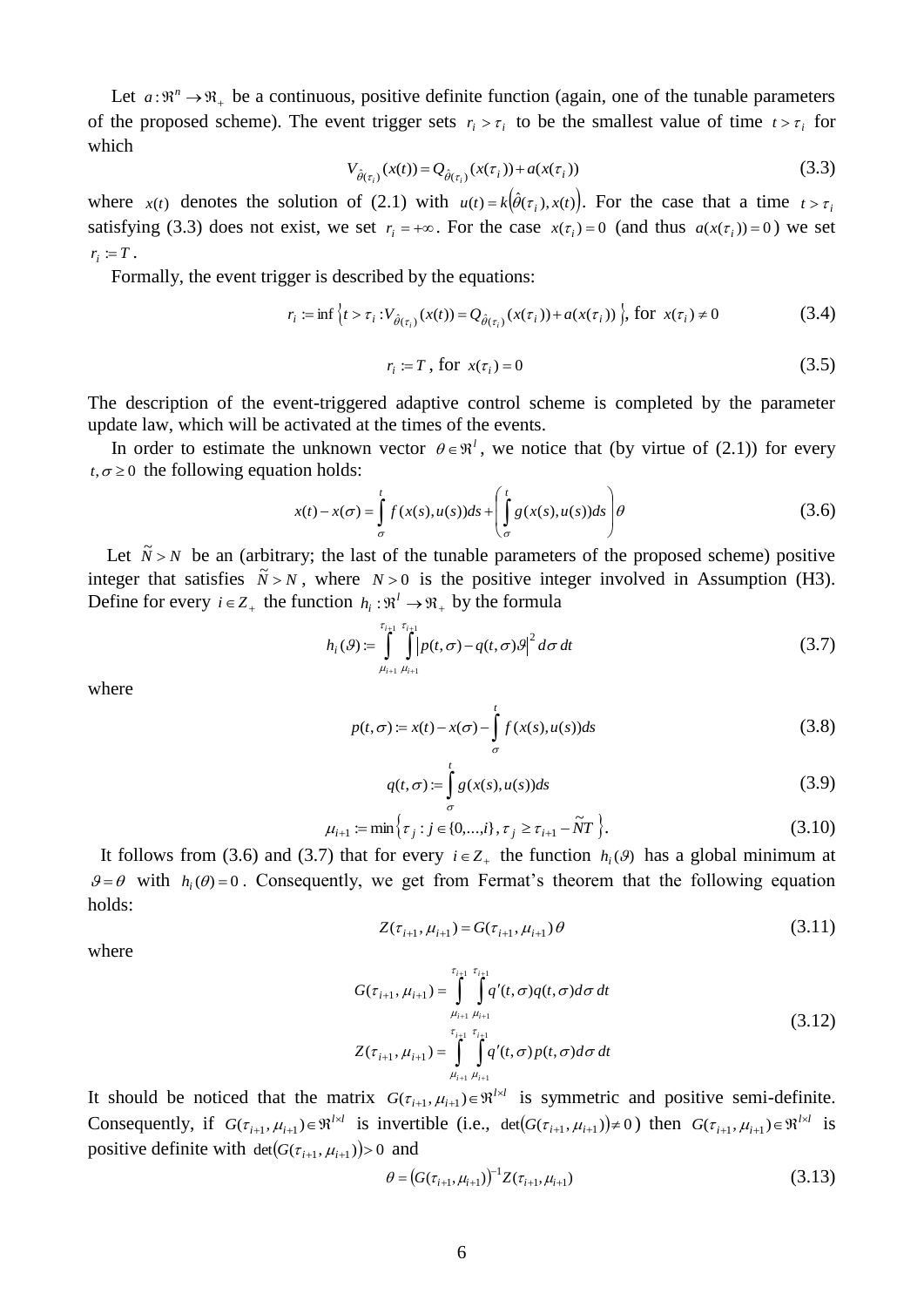Let $a:\Re^n \to \Re_+$ be a continuous, positive definite function (again, one of the tunable parameters of the proposed scheme). The event trigger sets $r_i > \tau_i$ to be the smallest value of time $t > \tau_i$ for which

$$V_{\hat{\theta}(\tau_i)}(x(t)) = Q_{\hat{\theta}(\tau_i)}(x(\tau_i)) + a(x(\tau_i)) \tag{3.3}$$

where $x(t)$ denotes the solution of (2.1) with $u(t) = k\left(\hat{\theta}(\tau_i), x(t)\right)$. For the case that a time $t > \tau_i$ satisfying (3.3) does not exist, we set $r_i = +\infty$. For the case $x(\tau_i) = 0$ (and thus $a(x(\tau_i)) = 0$) we set $r_i := T$.

Formally, the event trigger is described by the equations:

$$r_i := \inf\left\{ t > \tau_i : V_{\hat{\theta}(\tau_i)}(x(t)) = Q_{\hat{\theta}(\tau_i)}(x(\tau_i)) + a(x(\tau_i)) \right\}, \text{ for } x(\tau_i) \neq 0 \tag{3.4}$$

$$r_i := T, \text{ for } x(\tau_i) = 0 \tag{3.5}$$

The description of the event-triggered adaptive control scheme is completed by the parameter update law, which will be activated at the times of the events.

In order to estimate the unknown vector $\theta \in \Re^l$, we notice that (by virtue of (2.1)) for every $t, \sigma \geq 0$ the following equation holds:

$$x(t) - x(\sigma) = \int_{\sigma}^{t} f(x(s), u(s))ds + \left( \int_{\sigma}^{t} g(x(s), u(s))ds \right)\theta \tag{3.6}$$

Let $\tilde{N} > N$ be an (arbitrary; the last of the tunable parameters of the proposed scheme) positive integer that satisfies $\tilde{N} > N$, where $N > 0$ is the positive integer involved in Assumption (H3). Define for every $i \in Z_+$ the function $h_i : \Re^l \to \Re_+$ by the formula

$$h_i(\vartheta) := \int_{\mu_{i+1}}^{\tau_{i+1}} \int_{\mu_{i+1}}^{\tau_{i+1}} \left| p(t,\sigma) - q(t,\sigma)\vartheta \right|^2 d\sigma\, dt \tag{3.7}$$

where

$$p(t,\sigma) := x(t) - x(\sigma) - \int_{\sigma}^{t} f(x(s), u(s))ds \tag{3.8}$$

$$q(t,\sigma) := \int_{\sigma}^{t} g(x(s), u(s))ds \tag{3.9}$$

$$\mu_{i+1} := \min\left\{ \tau_j : j \in \{0,\dots,i\}, \tau_j \geq \tau_{i+1} - \tilde{N}T \right\}. \tag{3.10}$$

It follows from (3.6) and (3.7) that for every $i \in Z_+$ the function $h_i(\vartheta)$ has a global minimum at $\vartheta = \theta$ with $h_i(\theta) = 0$. Consequently, we get from Fermat's theorem that the following equation holds:

$$Z(\tau_{i+1}, \mu_{i+1}) = G(\tau_{i+1}, \mu_{i+1})\theta \tag{3.11}$$

where

$$\begin{aligned} G(\tau_{i+1}, \mu_{i+1}) &= \int_{\mu_{i+1}}^{\tau_{i+1}} \int_{\mu_{i+1}}^{\tau_{i+1}} q'(t,\sigma) q(t,\sigma) d\sigma\, dt \\ Z(\tau_{i+1}, \mu_{i+1}) &= \int_{\mu_{i+1}}^{\tau_{i+1}} \int_{\mu_{i+1}}^{\tau_{i+1}} q'(t,\sigma) p(t,\sigma) d\sigma\, dt \end{aligned} \tag{3.12}$$

It should be noticed that the matrix $G(\tau_{i+1}, \mu_{i+1}) \in \Re^{l \times l}$ is symmetric and positive semi-definite. Consequently, if $G(\tau_{i+1}, \mu_{i+1}) \in \Re^{l \times l}$ is invertible (i.e., $\det\left(G(\tau_{i+1}, \mu_{i+1})\right) \neq 0$) then $G(\tau_{i+1}, \mu_{i+1}) \in \Re^{l \times l}$ is positive definite with $\det\left(G(\tau_{i+1}, \mu_{i+1})\right) > 0$ and

$$\theta = \left(G(\tau_{i+1}, \mu_{i+1})\right)^{-1} Z(\tau_{i+1}, \mu_{i+1}) \tag{3.13}$$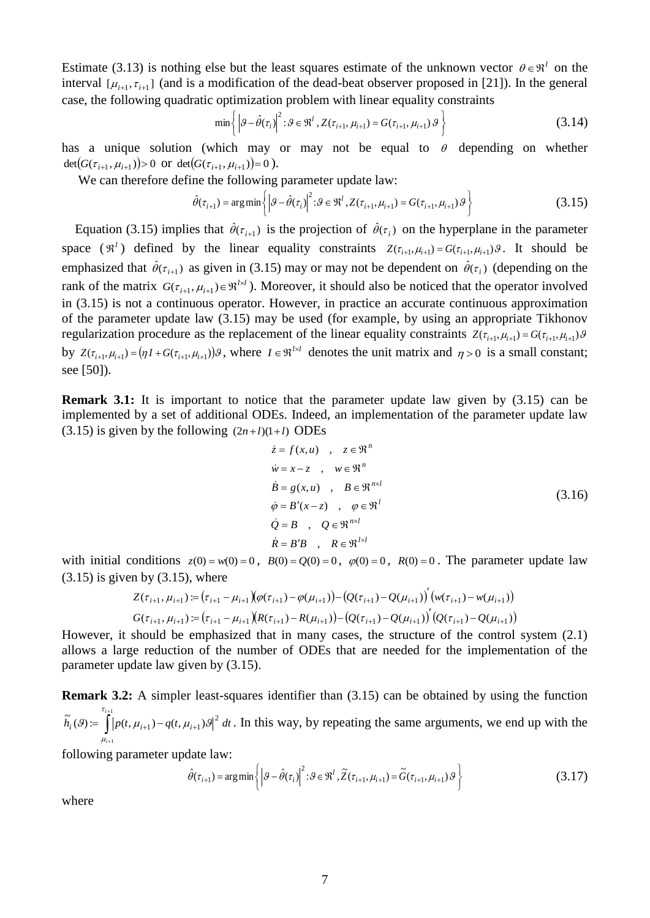Estimate (3.13) is nothing else but the least squares estimate of the unknown vector $\theta \in \Re^l$ on the interval $[\mu_{i+1}, \tau_{i+1}]$ (and is a modification of the dead-beat observer proposed in [21]). In the general case, the following quadratic optimization problem with linear equality constraints

$$\min\left\{ \left|\vartheta - \hat{\theta}(\tau_i)\right|^2 : \vartheta \in \Re^l \, , Z(\tau_{i+1}, \mu_{i+1}) = G(\tau_{i+1}, \mu_{i+1})\,\vartheta \right\} \tag{3.14}$$

has a unique solution (which may or may not be equal to $\theta$ depending on whether $\det(G(\tau_{i+1}, \mu_{i+1})) > 0$ or $\det(G(\tau_{i+1}, \mu_{i+1})) = 0$ ).

We can therefore define the following parameter update law:

$$\hat{\theta}(\tau_{i+1}) = \arg\min\left\{ \left|\vartheta - \hat{\theta}(\tau_i)\right|^2 : \vartheta \in \Re^l \, , Z(\tau_{i+1}, \mu_{i+1}) = G(\tau_{i+1}, \mu_{i+1})\,\vartheta \right\} \tag{3.15}$$

Equation (3.15) implies that $\hat{\theta}(\tau_{i+1})$ is the projection of $\hat{\theta}(\tau_i)$ on the hyperplane in the parameter space ($\Re^l$) defined by the linear equality constraints $Z(\tau_{i+1}, \mu_{i+1}) = G(\tau_{i+1}, \mu_{i+1})\vartheta$. It should be emphasized that $\hat{\theta}(\tau_{i+1})$ as given in (3.15) may or may not be dependent on $\hat{\theta}(\tau_i)$ (depending on the rank of the matrix $G(\tau_{i+1}, \mu_{i+1}) \in \Re^{l \times l}$). Moreover, it should also be noticed that the operator involved in (3.15) is not a continuous operator. However, in practice an accurate continuous approximation of the parameter update law (3.15) may be used (for example, by using an appropriate Tikhonov regularization procedure as the replacement of the linear equality constraints $Z(\tau_{i+1}, \mu_{i+1}) = G(\tau_{i+1}, \mu_{i+1})\vartheta$ by $Z(\tau_{i+1}, \mu_{i+1}) = (\eta I + G(\tau_{i+1}, \mu_{i+1}))\vartheta$, where $I \in \Re^{l \times l}$ denotes the unit matrix and $\eta > 0$ is a small constant; see [50]).

**Remark 3.1:** It is important to notice that the parameter update law given by (3.15) can be implemented by a set of additional ODEs. Indeed, an implementation of the parameter update law (3.15) is given by the following $(2n+l)(1+l)$ ODEs

$$\begin{aligned}
&\dot{z} = f(x,u) \quad , \quad z \in \Re^n \\
&\dot{w} = x - z \quad , \quad w \in \Re^n \\
&\dot{B} = g(x,u) \quad , \quad B \in \Re^{n \times l} \\
&\dot{\varphi} = B'(x - z) \quad , \quad \varphi \in \Re^l \\
&\dot{Q} = B \quad , \quad Q \in \Re^{n \times l} \\
&\dot{R} = B'B \quad , \quad R \in \Re^{l \times l}
\end{aligned} \tag{3.16}$$

with initial conditions $z(0) = w(0) = 0$, $B(0) = Q(0) = 0$, $\varphi(0) = 0$, $R(0) = 0$. The parameter update law (3.15) is given by (3.15), where

$$Z(\tau_{i+1}, \mu_{i+1}) := (\tau_{i+1} - \mu_{i+1})(\varphi(\tau_{i+1}) - \varphi(\mu_{i+1})) - (Q(\tau_{i+1}) - Q(\mu_{i+1}))'(w(\tau_{i+1}) - w(\mu_{i+1}))$$
$$G(\tau_{i+1}, \mu_{i+1}) := (\tau_{i+1} - \mu_{i+1})(R(\tau_{i+1}) - R(\mu_{i+1})) - (Q(\tau_{i+1}) - Q(\mu_{i+1}))'(Q(\tau_{i+1}) - Q(\mu_{i+1}))$$

However, it should be emphasized that in many cases, the structure of the control system (2.1) allows a large reduction of the number of ODEs that are needed for the implementation of the parameter update law given by (3.15).

**Remark 3.2:** A simpler least-squares identifier than (3.15) can be obtained by using the function $\tilde{h}_i(\vartheta) := \int_{\mu_{i+1}}^{\tau_{i+1}} \left| p(t, \mu_{i+1}) - q(t, \mu_{i+1})\vartheta \right|^2 dt$. In this way, by repeating the same arguments, we end up with the following parameter update law:

$$\hat{\theta}(\tau_{i+1}) = \arg\min\left\{ \left|\vartheta - \hat{\theta}(\tau_i)\right|^2 : \vartheta \in \Re^l \, , \tilde{Z}(\tau_{i+1}, \mu_{i+1}) = \tilde{G}(\tau_{i+1}, \mu_{i+1})\,\vartheta \right\} \tag{3.17}$$

where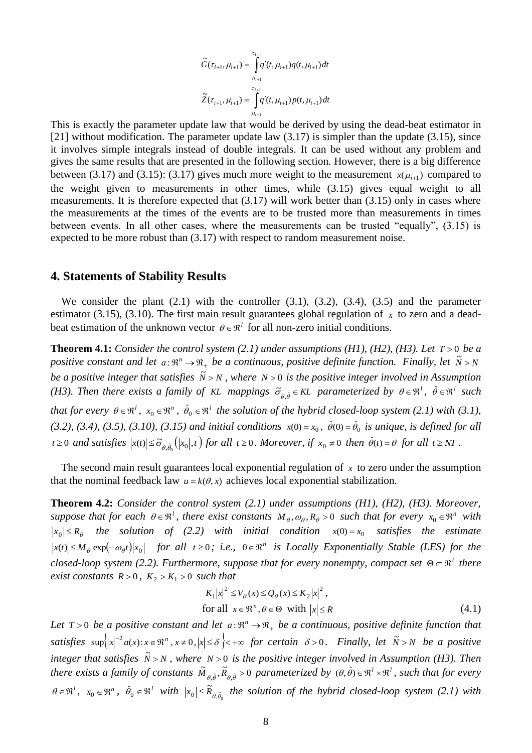$$\widetilde{G}(\tau_{i+1},\mu_{i+1}) = \int_{\mu_{i+1}}^{\tau_{i+1}} q'(t,\mu_{i+1})q(t,\mu_{i+1})dt$$

$$\widetilde{Z}(\tau_{i+1},\mu_{i+1}) = \int_{\mu_{i+1}}^{\tau_{i+1}} q'(t,\mu_{i+1})p(t,\mu_{i+1})dt$$

This is exactly the parameter update law that would be derived by using the dead-beat estimator in [21] without modification. The parameter update law (3.17) is simpler than the update (3.15), since it involves simple integrals instead of double integrals. It can be used without any problem and gives the same results that are presented in the following section. However, there is a big difference between (3.17) and (3.15): (3.17) gives much more weight to the measurement $x(\mu_{i+1})$ compared to the weight given to measurements in other times, while (3.15) gives equal weight to all measurements. It is therefore expected that (3.17) will work better than (3.15) only in cases where the measurements at the times of the events are to be trusted more than measurements in times between events. In all other cases, where the measurements can be trusted "equally", (3.15) is expected to be more robust than (3.17) with respect to random measurement noise.

## 4. Statements of Stability Results

We consider the plant (2.1) with the controller (3.1), (3.2), (3.4), (3.5) and the parameter estimator (3.15), (3.10). The first main result guarantees global regulation of $x$ to zero and a dead-beat estimation of the unknown vector $\theta \in \Re^l$ for all non-zero initial conditions.

**Theorem 4.1:** *Consider the control system (2.1) under assumptions (H1), (H2), (H3). Let $T>0$ be a positive constant and let $a:\Re^n \to \Re_+$ be a continuous, positive definite function. Finally, let $\widetilde{N} > N$ be a positive integer that satisfies $\widetilde{N} > N$, where $N>0$ is the positive integer involved in Assumption (H3). Then there exists a family of $KL$ mappings $\widetilde{\sigma}_{\theta,\hat{\theta}} \in KL$ parameterized by $\theta \in \Re^l$, $\hat{\theta} \in \Re^l$ such that for every $\theta \in \Re^l$, $x_0 \in \Re^n$, $\hat{\theta}_0 \in \Re^l$ the solution of the hybrid closed-loop system (2.1) with (3.1), (3.2), (3.4), (3.5), (3.10), (3.15) and initial conditions $x(0)=x_0$, $\hat{\theta}(0)=\hat{\theta}_0$ is unique, is defined for all $t \ge 0$ and satisfies $|x(t)| \le \widetilde{\sigma}_{\theta,\hat{\theta}_0}\left(|x_0|,t\right)$ for all $t \ge 0$. Moreover, if $x_0 \ne 0$ then $\hat{\theta}(t)=\theta$ for all $t \ge NT$.*

The second main result guarantees local exponential regulation of $x$ to zero under the assumption that the nominal feedback law $u=k(\theta,x)$ achieves local exponential stabilization.

**Theorem 4.2:** *Consider the control system (2.1) under assumptions (H1), (H2), (H3). Moreover, suppose that for each $\theta \in \Re^l$, there exist constants $M_\theta, \omega_\theta, R_\theta > 0$ such that for every $x_0 \in \Re^n$ with $|x_0| \le R_\theta$ the solution of (2.2) with initial condition $x(0)=x_0$ satisfies the estimate $|x(t)| \le M_\theta \exp(-\omega_\theta t)|x_0|$ for all $t \ge 0$; i.e., $0 \in \Re^n$ is Locally Exponentially Stable (LES) for the closed-loop system (2.2). Furthermore, suppose that for every nonempty, compact set $\Theta \subset \Re^l$ there exist constants $R>0$, $K_2 > K_1 > 0$ such that*

$$K_1|x|^2 \le V_\theta(x) \le Q_\theta(x) \le K_2|x|^2 ,$$
$$\text{for all } x \in \Re^n, \theta \in \Theta \text{ with } |x| \le R \tag{4.1}$$

*Let $T>0$ be a positive constant and let $a:\Re^n \to \Re_+$ be a continuous, positive definite function that satisfies $\sup\left\{|x|^{-2}a(x) : x \in \Re^n, x \ne 0, |x| \le \delta\right\} < +\infty$ for certain $\delta > 0$. Finally, let $\widetilde{N} > N$ be a positive integer that satisfies $\widetilde{N} > N$, where $N>0$ is the positive integer involved in Assumption (H3). Then there exists a family of constants $\widetilde{M}_{\theta,\hat{\theta}}, \widetilde{R}_{\theta,\hat{\theta}} > 0$ parameterized by $(\theta,\hat{\theta}) \in \Re^l \times \Re^l$, such that for every $\theta \in \Re^l$, $x_0 \in \Re^n$, $\hat{\theta}_0 \in \Re^l$ with $|x_0| \le \widetilde{R}_{\theta,\hat{\theta}_0}$ the solution of the hybrid closed-loop system (2.1) with*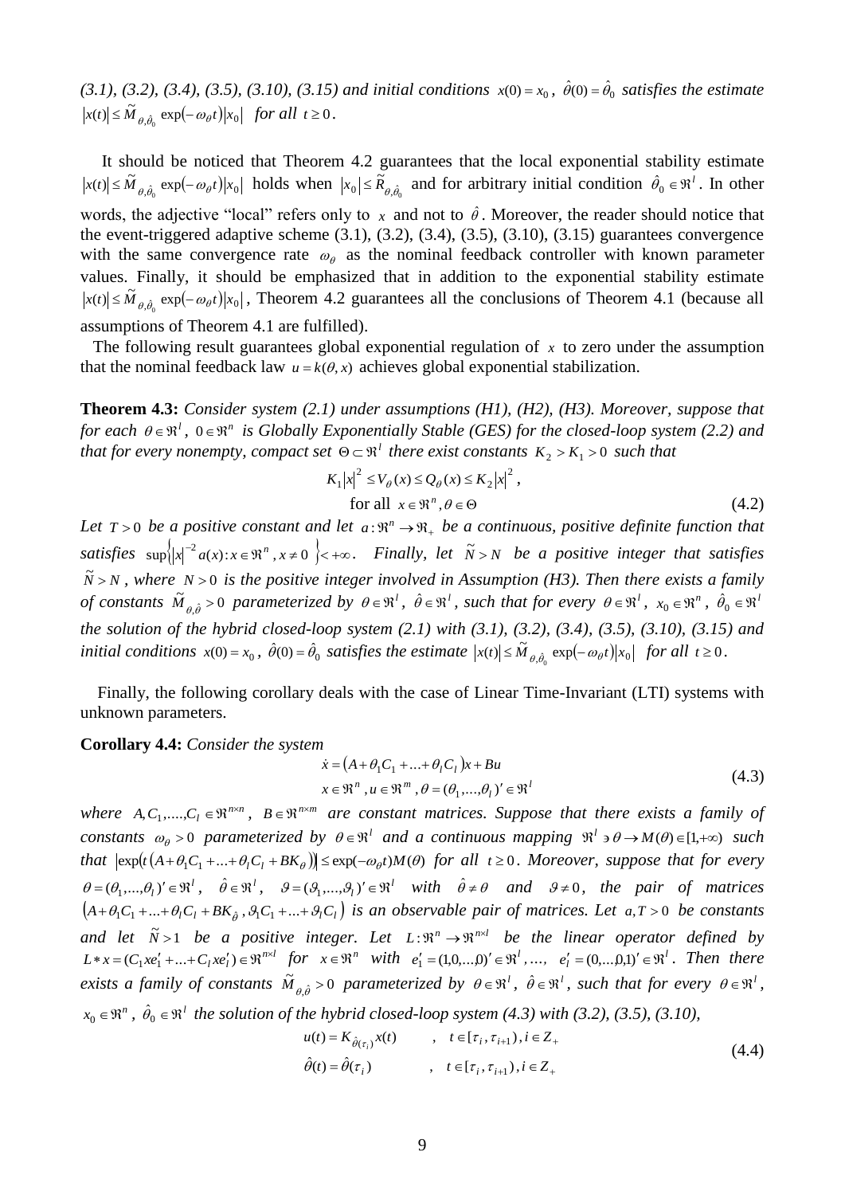*(3.1), (3.2), (3.4), (3.5), (3.10), (3.15) and initial conditions* $x(0)=x_0$, $\hat{\theta}(0)=\hat{\theta}_0$ *satisfies the estimate* $|x(t)| \le \tilde{M}_{\theta,\hat{\theta}_0} \exp(-\omega_\theta t)|x_0|$ *for all* $t \ge 0$.

It should be noticed that Theorem 4.2 guarantees that the local exponential stability estimate $|x(t)| \le \tilde{M}_{\theta,\hat{\theta}_0} \exp(-\omega_\theta t)|x_0|$ holds when $|x_0| \le \tilde{R}_{\theta,\hat{\theta}_0}$ and for arbitrary initial condition $\hat{\theta}_0 \in \Re^l$. In other words, the adjective "local" refers only to $x$ and not to $\hat{\theta}$. Moreover, the reader should notice that the event-triggered adaptive scheme (3.1), (3.2), (3.4), (3.5), (3.10), (3.15) guarantees convergence with the same convergence rate $\omega_\theta$ as the nominal feedback controller with known parameter values. Finally, it should be emphasized that in addition to the exponential stability estimate $|x(t)| \le \tilde{M}_{\theta,\hat{\theta}_0} \exp(-\omega_\theta t)|x_0|$, Theorem 4.2 guarantees all the conclusions of Theorem 4.1 (because all assumptions of Theorem 4.1 are fulfilled).

The following result guarantees global exponential regulation of $x$ to zero under the assumption that the nominal feedback law $u=k(\theta,x)$ achieves global exponential stabilization.

**Theorem 4.3:** *Consider system (2.1) under assumptions (H1), (H2), (H3). Moreover, suppose that for each* $\theta \in \Re^l$, $0 \in \Re^n$ *is Globally Exponentially Stable (GES) for the closed-loop system (2.2) and that for every nonempty, compact set* $\Theta \subset \Re^l$ *there exist constants* $K_2 > K_1 > 0$ *such that*

$$K_1|x|^2 \le V_\theta(x) \le Q_\theta(x) \le K_2|x|^2 ,$$
$$\text{for all } x \in \Re^n, \theta \in \Theta \tag{4.2}$$

*Let* $T>0$ *be a positive constant and let* $a:\Re^n \to \Re_+$ *be a continuous, positive definite function that satisfies* $\sup\left\{|x|^{-2}a(x): x \in \Re^n, x \ne 0\right\} < +\infty$. *Finally, let* $\tilde{N} > N$ *be a positive integer that satisfies* $\tilde{N} > N$, *where* $N>0$ *is the positive integer involved in Assumption (H3). Then there exists a family of constants* $\tilde{M}_{\theta,\hat{\theta}} > 0$ *parameterized by* $\theta \in \Re^l$, $\hat{\theta} \in \Re^l$, *such that for every* $\theta \in \Re^l$, $x_0 \in \Re^n$, $\hat{\theta}_0 \in \Re^l$ *the solution of the hybrid closed-loop system (2.1) with (3.1), (3.2), (3.4), (3.5), (3.10), (3.15) and initial conditions* $x(0)=x_0$, $\hat{\theta}(0)=\hat{\theta}_0$ *satisfies the estimate* $|x(t)| \le \tilde{M}_{\theta,\hat{\theta}_0} \exp(-\omega_\theta t)|x_0|$ *for all* $t \ge 0$.

Finally, the following corollary deals with the case of Linear Time-Invariant (LTI) systems with unknown parameters.

**Corollary 4.4:** *Consider the system*

$$\begin{aligned} &\dot{x} = \left(A + \theta_1 C_1 + \ldots + \theta_l C_l\right)x + Bu \\ &x \in \Re^n, u \in \Re^m, \theta = (\theta_1,\ldots,\theta_l)' \in \Re^l \end{aligned} \tag{4.3}$$

*where* $A, C_1, \ldots, C_l \in \Re^{n\times n}$, $B \in \Re^{n \times m}$ *are constant matrices. Suppose that there exists a family of constants* $\omega_\theta > 0$ *parameterized by* $\theta \in \Re^l$ *and a continuous mapping* $\Re^l \ni \theta \to M(\theta) \in [1,+\infty)$ *such that* $\left|\exp\left(t\left(A + \theta_1 C_1 + \ldots + \theta_l C_l + BK_\theta\right)\right)\right| \le \exp(-\omega_\theta t) M(\theta)$ *for all* $t \ge 0$. *Moreover, suppose that for every* $\theta = (\theta_1,\ldots,\theta_l)' \in \Re^l$, $\hat{\theta} \in \Re^l$, $\vartheta = (\vartheta_1,\ldots,\vartheta_l)' \in \Re^l$ *with* $\hat{\theta} \ne \theta$ *and* $\vartheta \ne 0$, *the pair of matrices* $\left(A + \theta_1 C_1 + \ldots + \theta_l C_l + BK_{\hat{\theta}}, \vartheta_1 C_1 + \ldots + \vartheta_l C_l\right)$ *is an observable pair of matrices. Let* $a, T > 0$ *be constants and let* $\tilde{N} > 1$ *be a positive integer. Let* $L:\Re^n \to \Re^{n \times l}$ *be the linear operator defined by* $L * x = (C_1 x e_1' + \ldots + C_l x e_l') \in \Re^{n\times l}$ *for* $x \in \Re^n$ *with* $e_1' = (1,0,\ldots,0)' \in \Re^l, \ldots, e_l' = (0,\ldots,0,1)' \in \Re^l$. *Then there exists a family of constants* $\tilde{M}_{\theta,\hat{\theta}} > 0$ *parameterized by* $\theta \in \Re^l$, $\hat{\theta} \in \Re^l$, *such that for every* $\theta \in \Re^l$, $x_0 \in \Re^n$, $\hat{\theta}_0 \in \Re^l$ *the solution of the hybrid closed-loop system (4.3) with (3.2), (3.5), (3.10),*

$$\begin{aligned} &u(t) = K_{\hat{\theta}(\tau_i)} x(t) \qquad , \quad t \in [\tau_i, \tau_{i+1}), i \in Z_+ \\ &\hat{\theta}(t) = \hat{\theta}(\tau_i) \qquad\quad , \quad t \in [\tau_i, \tau_{i+1}), i \in Z_+ \end{aligned} \tag{4.4}$$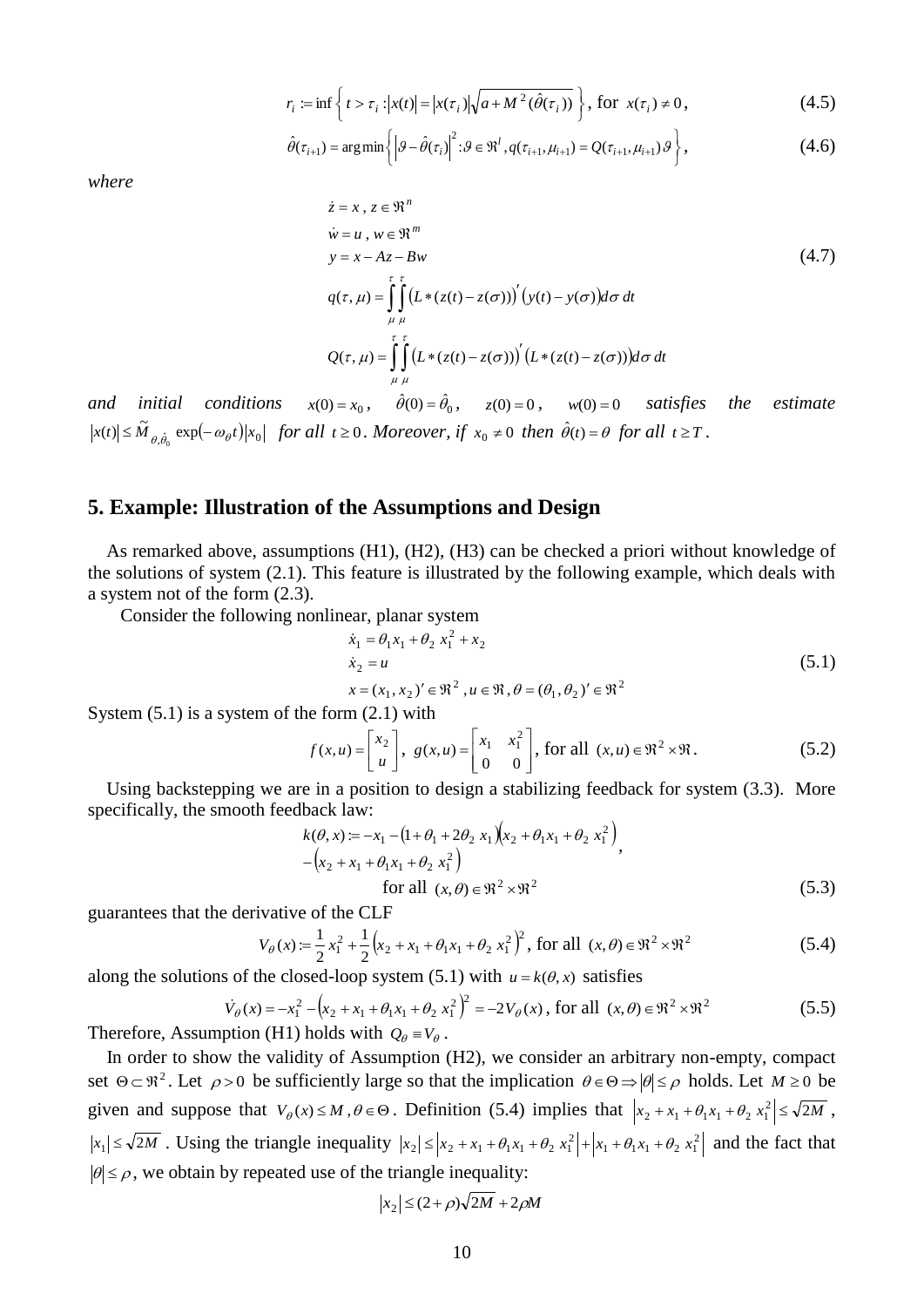$$r_i := \inf\left\{ t > \tau_i : |x(t)| = |x(\tau_i)|\sqrt{a + M^2(\hat{\theta}(\tau_i))} \right\}, \text{ for } x(\tau_i) \neq 0, \tag{4.5}$$

$$\hat{\theta}(\tau_{i+1}) = \arg\min\left\{ \left|\vartheta - \hat{\theta}(\tau_i)\right|^2 : \vartheta \in \Re^l, q(\tau_{i+1}, \mu_{i+1}) = Q(\tau_{i+1}, \mu_{i+1})\vartheta \right\}, \tag{4.6}$$

*where*

$$\begin{aligned}
&\dot{z} = x,\ z \in \Re^n \\
&\dot{w} = u,\ w \in \Re^m \\
&y = x - Az - Bw \\
&q(\tau, \mu) = \int_\mu^\tau \int_\mu^\tau \left(L * (z(t) - z(\sigma))\right)' \left(y(t) - y(\sigma)\right) d\sigma\, dt \\
&Q(\tau, \mu) = \int_\mu^\tau \int_\mu^\tau \left(L * (z(t) - z(\sigma))\right)' \left(L * (z(t) - z(\sigma))\right) d\sigma\, dt
\end{aligned} \tag{4.7}$$

*and initial conditions* $x(0) = x_0$, $\hat{\theta}(0) = \hat{\theta}_0$, $z(0) = 0$, $w(0) = 0$ *satisfies the estimate* $|x(t)| \leq \tilde{M}_{\theta,\hat{\theta}_0} \exp(-\omega_\theta t)|x_0|$ *for all* $t \geq 0$. *Moreover, if* $x_0 \neq 0$ *then* $\hat{\theta}(t) = \theta$ *for all* $t \geq T$.

## 5. Example: Illustration of the Assumptions and Design

As remarked above, assumptions (H1), (H2), (H3) can be checked a priori without knowledge of the solutions of system (2.1). This feature is illustrated by the following example, which deals with a system not of the form (2.3).

Consider the following nonlinear, planar system

$$\begin{aligned}
&\dot{x}_1 = \theta_1 x_1 + \theta_2\, x_1^2 + x_2 \\
&\dot{x}_2 = u \\
&x = (x_1, x_2)' \in \Re^2,\ u \in \Re,\ \theta = (\theta_1, \theta_2)' \in \Re^2
\end{aligned} \tag{5.1}$$

System (5.1) is a system of the form (2.1) with

$$f(x,u) = \begin{bmatrix} x_2 \\ u \end{bmatrix},\ g(x,u) = \begin{bmatrix} x_1 & x_1^2 \\ 0 & 0 \end{bmatrix}, \text{ for all } (x,u) \in \Re^2 \times \Re. \tag{5.2}$$

Using backstepping we are in a position to design a stabilizing feedback for system (3.3). More specifically, the smooth feedback law:

$$\begin{aligned}
&k(\theta, x) := -x_1 - \left(1 + \theta_1 + 2\theta_2\, x_1\right)\left(x_2 + \theta_1 x_1 + \theta_2\, x_1^2\right) \\
&- \left(x_2 + x_1 + \theta_1 x_1 + \theta_2\, x_1^2\right), \\
&\qquad \text{for all } (x, \theta) \in \Re^2 \times \Re^2
\end{aligned} \tag{5.3}$$

guarantees that the derivative of the CLF

$$V_\theta(x) := \frac{1}{2}x_1^2 + \frac{1}{2}\left(x_2 + x_1 + \theta_1 x_1 + \theta_2\, x_1^2\right)^2, \text{ for all } (x, \theta) \in \Re^2 \times \Re^2 \tag{5.4}$$

along the solutions of the closed-loop system (5.1) with $u = k(\theta, x)$ satisfies

$$\dot{V}_\theta(x) = -x_1^2 - \left(x_2 + x_1 + \theta_1 x_1 + \theta_2\, x_1^2\right)^2 = -2V_\theta(x), \text{ for all } (x, \theta) \in \Re^2 \times \Re^2 \tag{5.5}$$

Therefore, Assumption (H1) holds with $Q_\theta \equiv V_\theta$.

In order to show the validity of Assumption (H2), we consider an arbitrary non-empty, compact set $\Theta \subset \Re^2$. Let $\rho > 0$ be sufficiently large so that the implication $\theta \in \Theta \Rightarrow |\theta| \leq \rho$ holds. Let $M \geq 0$ be given and suppose that $V_\theta(x) \leq M, \theta \in \Theta$. Definition (5.4) implies that $\left|x_2 + x_1 + \theta_1 x_1 + \theta_2\, x_1^2\right| \leq \sqrt{2M}$, $|x_1| \leq \sqrt{2M}$. Using the triangle inequality $|x_2| \leq \left|x_2 + x_1 + \theta_1 x_1 + \theta_2\, x_1^2\right| + \left|x_1 + \theta_1 x_1 + \theta_2\, x_1^2\right|$ and the fact that $|\theta| \leq \rho$, we obtain by repeated use of the triangle inequality:

$$|x_2| \leq (2 + \rho)\sqrt{2M} + 2\rho M$$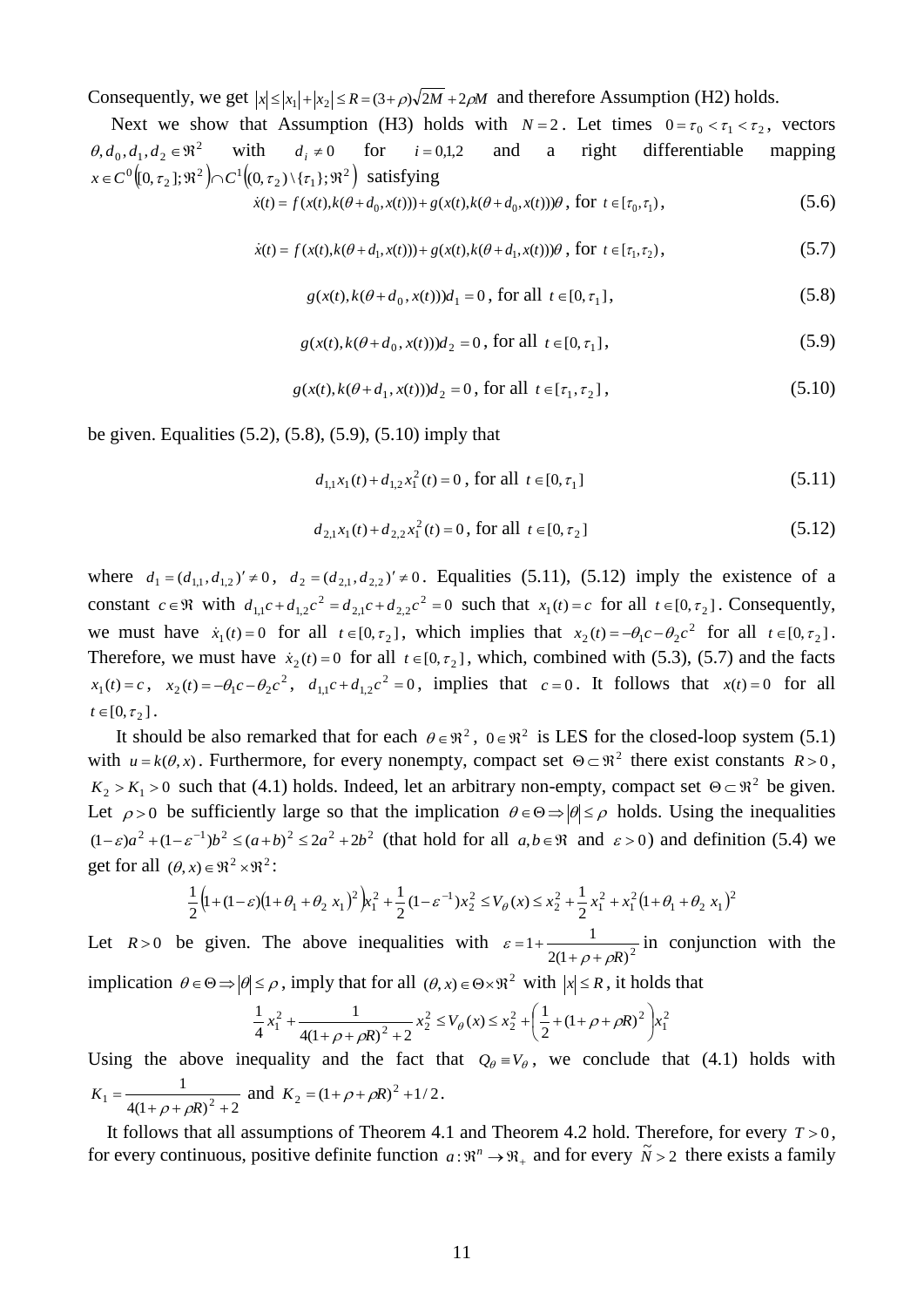Consequently, we get $|x| \le |x_1| + |x_2| \le R = (3+\rho)\sqrt{2M} + 2\rho M$ and therefore Assumption (H2) holds.

Next we show that Assumption (H3) holds with $N = 2$. Let times $0 = \tau_0 < \tau_1 < \tau_2$, vectors $\theta, d_0, d_1, d_2 \in \Re^2$ with $d_i \neq 0$ for $i = 0,1,2$ and a right differentiable mapping $x \in C^0\big([0,\tau_2];\Re^2\big) \cap C^1\big((0,\tau_2)\setminus\{\tau_1\};\Re^2\big)$ satisfying

$$\dot{x}(t) = f(x(t), k(\theta + d_0, x(t))) + g(x(t), k(\theta + d_0, x(t)))\theta \text{, for } t \in [\tau_0, \tau_1), \tag{5.6}$$

$$\dot{x}(t) = f(x(t), k(\theta + d_1, x(t))) + g(x(t), k(\theta + d_1, x(t)))\theta \text{, for } t \in [\tau_1, \tau_2), \tag{5.7}$$

$$g(x(t), k(\theta + d_0, x(t)))d_1 = 0 \text{, for all } t \in [0, \tau_1], \tag{5.8}$$

$$g(x(t), k(\theta + d_0, x(t)))d_2 = 0 \text{, for all } t \in [0, \tau_1], \tag{5.9}$$

$$g(x(t), k(\theta + d_1, x(t)))d_2 = 0 \text{, for all } t \in [\tau_1, \tau_2], \tag{5.10}$$

be given. Equalities (5.2), (5.8), (5.9), (5.10) imply that

$$d_{1,1}x_1(t) + d_{1,2}x_1^2(t) = 0 \text{, for all } t \in [0, \tau_1] \tag{5.11}$$

$$d_{2,1}x_1(t) + d_{2,2}x_1^2(t) = 0 \text{, for all } t \in [0, \tau_2] \tag{5.12}$$

where $d_1 = (d_{1,1}, d_{1,2})' \neq 0$, $d_2 = (d_{2,1}, d_{2,2})' \neq 0$. Equalities (5.11), (5.12) imply the existence of a constant $c \in \Re$ with $d_{1,1}c + d_{1,2}c^2 = d_{2,1}c + d_{2,2}c^2 = 0$ such that $x_1(t) = c$ for all $t \in [0, \tau_2]$. Consequently, we must have $\dot{x}_1(t) = 0$ for all $t \in [0, \tau_2]$, which implies that $x_2(t) = -\theta_1 c - \theta_2 c^2$ for all $t \in [0, \tau_2]$. Therefore, we must have $\dot{x}_2(t) = 0$ for all $t \in [0, \tau_2]$, which, combined with (5.3), (5.7) and the facts $x_1(t) = c$, $x_2(t) = -\theta_1 c - \theta_2 c^2$, $d_{1,1}c + d_{1,2}c^2 = 0$, implies that $c = 0$. It follows that $x(t) = 0$ for all $t \in [0, \tau_2]$.

It should be also remarked that for each $\theta \in \Re^2$, $0 \in \Re^2$ is LES for the closed-loop system (5.1) with $u = k(\theta, x)$. Furthermore, for every nonempty, compact set $\Theta \subset \Re^2$ there exist constants $R > 0$, $K_2 > K_1 > 0$ such that (4.1) holds. Indeed, let an arbitrary non-empty, compact set $\Theta \subset \Re^2$ be given. Let $\rho > 0$ be sufficiently large so that the implication $\theta \in \Theta \Rightarrow |\theta| \le \rho$ holds. Using the inequalities $(1-\varepsilon)a^2 + (1-\varepsilon^{-1})b^2 \le (a+b)^2 \le 2a^2 + 2b^2$ (that hold for all $a, b \in \Re$ and $\varepsilon > 0$) and definition (5.4) we get for all $(\theta, x) \in \Re^2 \times \Re^2$:

$$\frac{1}{2}\Big(1 + (1-\varepsilon)\big(1 + \theta_1 + \theta_2\, x_1\big)^2\Big)x_1^2 + \frac{1}{2}(1-\varepsilon^{-1})x_2^2 \le V_\theta(x) \le x_2^2 + \frac{1}{2}x_1^2 + x_1^2\big(1 + \theta_1 + \theta_2\, x_1\big)^2$$

Let $R > 0$ be given. The above inequalities with $\varepsilon = 1 + \dfrac{1}{2(1+\rho+\rho R)^2}$ in conjunction with the implication $\theta \in \Theta \Rightarrow |\theta| \le \rho$, imply that for all $(\theta, x) \in \Theta \times \Re^2$ with $|x| \le R$, it holds that

$$\frac{1}{4}x_1^2 + \frac{1}{4(1+\rho+\rho R)^2 + 2}x_2^2 \le V_\theta(x) \le x_2^2 + \left(\frac{1}{2} + (1+\rho+\rho R)^2\right)x_1^2$$

Using the above inequality and the fact that $Q_\theta \equiv V_\theta$, we conclude that (4.1) holds with $K_1 = \dfrac{1}{4(1+\rho+\rho R)^2 + 2}$ and $K_2 = (1+\rho+\rho R)^2 + 1/2$.

It follows that all assumptions of Theorem 4.1 and Theorem 4.2 hold. Therefore, for every $T > 0$, for every continuous, positive definite function $a: \Re^n \to \Re_+$ and for every $\tilde{N} > 2$ there exists a family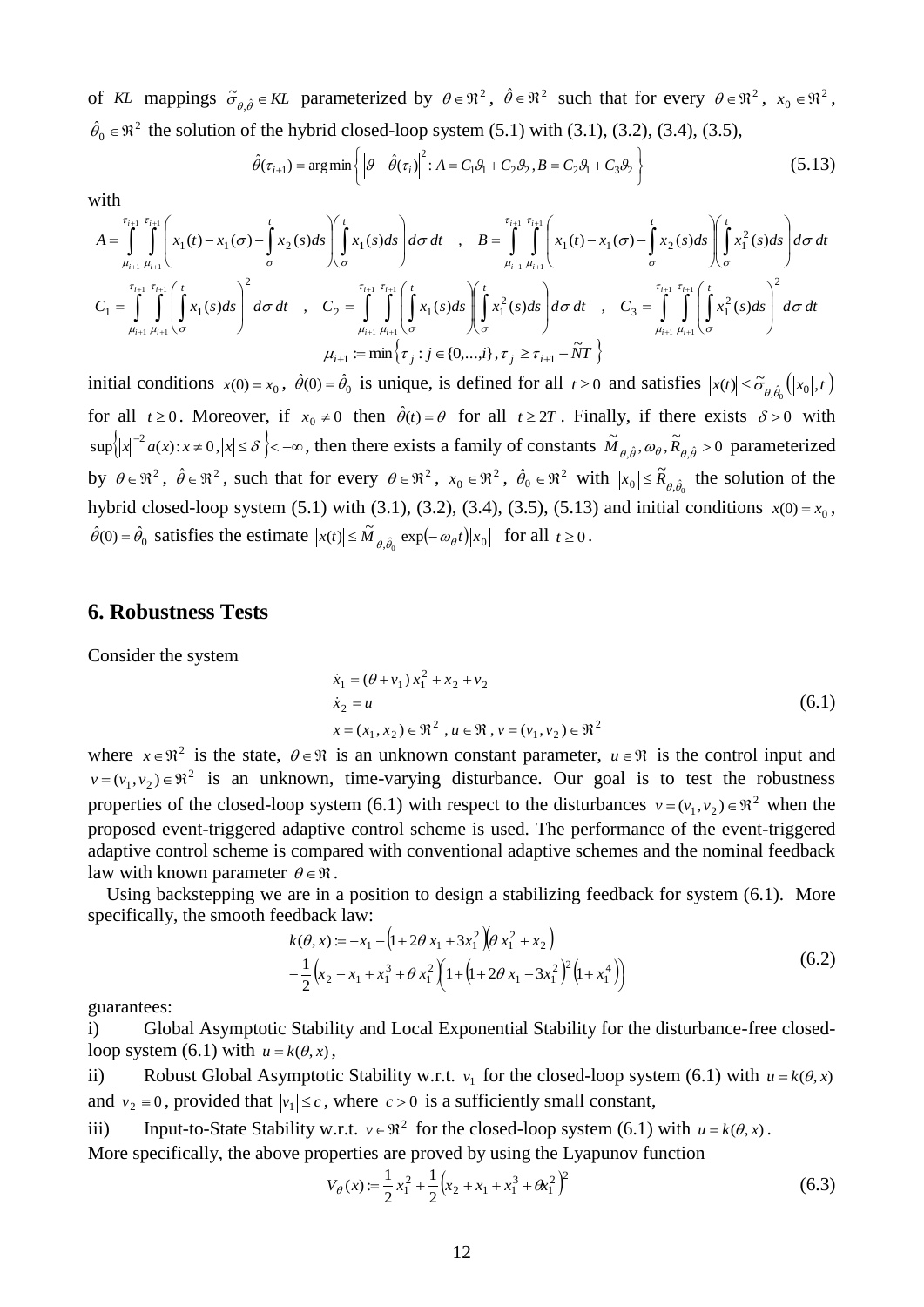of $KL$ mappings $\tilde{\sigma}_{\theta,\hat{\theta}} \in KL$ parameterized by $\theta \in \Re^2$, $\hat{\theta} \in \Re^2$ such that for every $\theta \in \Re^2$, $x_0 \in \Re^2$, $\hat{\theta}_0 \in \Re^2$ the solution of the hybrid closed-loop system (5.1) with (3.1), (3.2), (3.4), (3.5),

$$\hat{\theta}(\tau_{i+1}) = \arg\min\left\{ \left|\vartheta - \hat{\theta}(\tau_i)\right|^2 : A = C_1\vartheta_1 + C_2\vartheta_2 , B = C_2\vartheta_1 + C_3\vartheta_2 \right\} \tag{5.13}$$

with

$$A = \int_{\mu_{i+1}}^{\tau_{i+1}} \int_{\mu_{i+1}}^{\tau_{i+1}} \left( x_1(t) - x_1(\sigma) - \int_{\sigma}^{t} x_2(s)ds \right)\left( \int_{\sigma}^{t} x_1(s)ds \right) d\sigma\, dt \quad , \quad B = \int_{\mu_{i+1}}^{\tau_{i+1}} \int_{\mu_{i+1}}^{\tau_{i+1}} \left( x_1(t) - x_1(\sigma) - \int_{\sigma}^{t} x_2(s)ds \right)\left( \int_{\sigma}^{t} x_1^2(s)ds \right) d\sigma\, dt$$

$$C_1 = \int_{\mu_{i+1}}^{\tau_{i+1}} \int_{\mu_{i+1}}^{\tau_{i+1}} \left( \int_{\sigma}^{t} x_1(s)ds \right)^2 d\sigma\, dt \quad , \quad C_2 = \int_{\mu_{i+1}}^{\tau_{i+1}} \int_{\mu_{i+1}}^{\tau_{i+1}} \left( \int_{\sigma}^{t} x_1(s)ds \right)\left( \int_{\sigma}^{t} x_1^2(s)ds \right) d\sigma\, dt \quad , \quad C_3 = \int_{\mu_{i+1}}^{\tau_{i+1}} \int_{\mu_{i+1}}^{\tau_{i+1}} \left( \int_{\sigma}^{t} x_1^2(s)ds \right)^2 d\sigma\, dt$$

$$\mu_{i+1} := \min\left\{ \tau_j : j \in \{0,...,i\} , \tau_j \geq \tau_{i+1} - \tilde{N}T \right\}$$

initial conditions $x(0) = x_0$, $\hat{\theta}(0) = \hat{\theta}_0$ is unique, is defined for all $t \geq 0$ and satisfies $|x(t)| \leq \tilde{\sigma}_{\theta,\hat{\theta}_0}\left(|x_0|, t\right)$ for all $t \geq 0$. Moreover, if $x_0 \neq 0$ then $\hat{\theta}(t) = \theta$ for all $t \geq 2T$. Finally, if there exists $\delta > 0$ with $\sup\left\{ |x|^{-2} a(x) : x \neq 0 , |x| \leq \delta \right\} < +\infty$, then there exists a family of constants $\tilde{M}_{\theta,\hat{\theta}}, \omega_\theta, \tilde{R}_{\theta,\hat{\theta}} > 0$ parameterized by $\theta \in \Re^2$, $\hat{\theta} \in \Re^2$, such that for every $\theta \in \Re^2$, $x_0 \in \Re^2$, $\hat{\theta}_0 \in \Re^2$ with $|x_0| \leq \tilde{R}_{\theta,\hat{\theta}_0}$ the solution of the hybrid closed-loop system (5.1) with (3.1), (3.2), (3.4), (3.5), (5.13) and initial conditions $x(0) = x_0$, $\hat{\theta}(0) = \hat{\theta}_0$ satisfies the estimate $|x(t)| \leq \tilde{M}_{\theta,\hat{\theta}_0} \exp(-\omega_\theta t)|x_0|$ for all $t \geq 0$.

## 6. Robustness Tests

Consider the system

$$\begin{aligned} &\dot{x}_1 = (\theta + v_1)\, x_1^2 + x_2 + v_2 \\ &\dot{x}_2 = u \\ &x = (x_1, x_2) \in \Re^2 \,,\, u \in \Re \,,\, v = (v_1, v_2) \in \Re^2 \end{aligned} \tag{6.1}$$

where $x \in \Re^2$ is the state, $\theta \in \Re$ is an unknown constant parameter, $u \in \Re$ is the control input and $v = (v_1, v_2) \in \Re^2$ is an unknown, time-varying disturbance. Our goal is to test the robustness properties of the closed-loop system (6.1) with respect to the disturbances $v = (v_1, v_2) \in \Re^2$ when the proposed event-triggered adaptive control scheme is used. The performance of the event-triggered adaptive control scheme is compared with conventional adaptive schemes and the nominal feedback law with known parameter $\theta \in \Re$.

Using backstepping we are in a position to design a stabilizing feedback for system (6.1). More specifically, the smooth feedback law:

$$\begin{aligned} k(\theta, x) := &-x_1 - \left(1 + 2\theta\, x_1 + 3x_1^2\right)\left(\theta\, x_1^2 + x_2\right) \\ &- \frac{1}{2}\left(x_2 + x_1 + x_1^3 + \theta\, x_1^2\right)\left(1 + \left(1 + 2\theta\, x_1 + 3x_1^2\right)^2\left(1 + x_1^4\right)\right) \end{aligned} \tag{6.2}$$

guarantees:

i) Global Asymptotic Stability and Local Exponential Stability for the disturbance-free closed-loop system (6.1) with $u = k(\theta, x)$,

ii) Robust Global Asymptotic Stability w.r.t. $v_1$ for the closed-loop system (6.1) with $u = k(\theta, x)$ and $v_2 \equiv 0$, provided that $|v_1| \leq c$, where $c > 0$ is a sufficiently small constant,

iii) Input-to-State Stability w.r.t. $v \in \Re^2$ for the closed-loop system (6.1) with $u = k(\theta, x)$.

More specifically, the above properties are proved by using the Lyapunov function

$$V_\theta(x) := \frac{1}{2}x_1^2 + \frac{1}{2}\left(x_2 + x_1 + x_1^3 + \theta x_1^2\right)^2 \tag{6.3}$$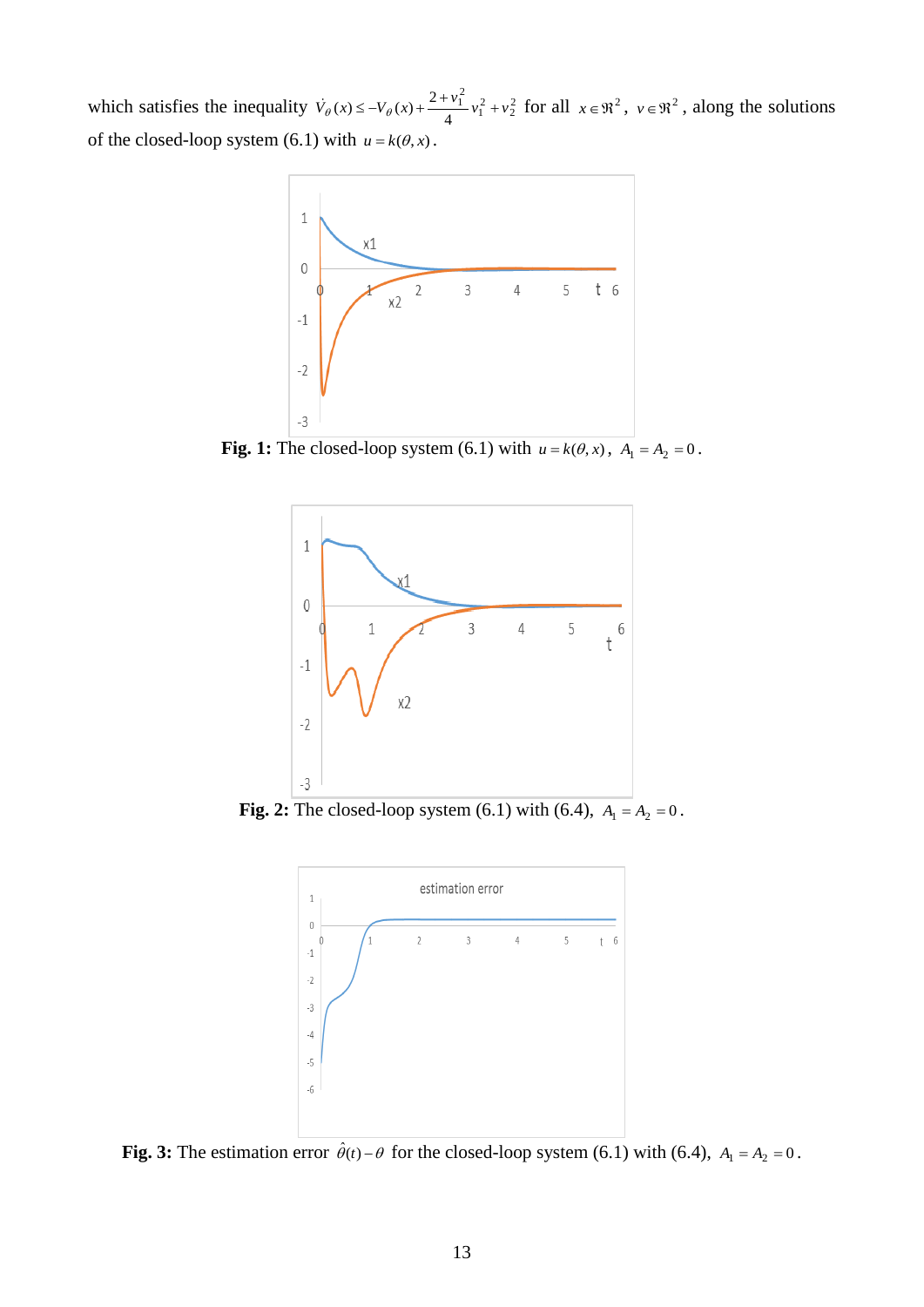which satisfies the inequality $\dot{V}_\theta(x) \le -V_\theta(x) + \frac{2+v_1^2}{4} v_1^2 + v_2^2$ for all $x \in \Re^2$, $v \in \Re^2$, along the solutions of the closed-loop system (6.1) with $u = k(\theta, x)$.

**Fig. 1:** The closed-loop system (6.1) with $u = k(\theta, x)$, $A_1 = A_2 = 0$.

**Fig. 2:** The closed-loop system (6.1) with (6.4), $A_1 = A_2 = 0$.

**Fig. 3:** The estimation error $\hat{\theta}(t) - \theta$ for the closed-loop system (6.1) with (6.4), $A_1 = A_2 = 0$.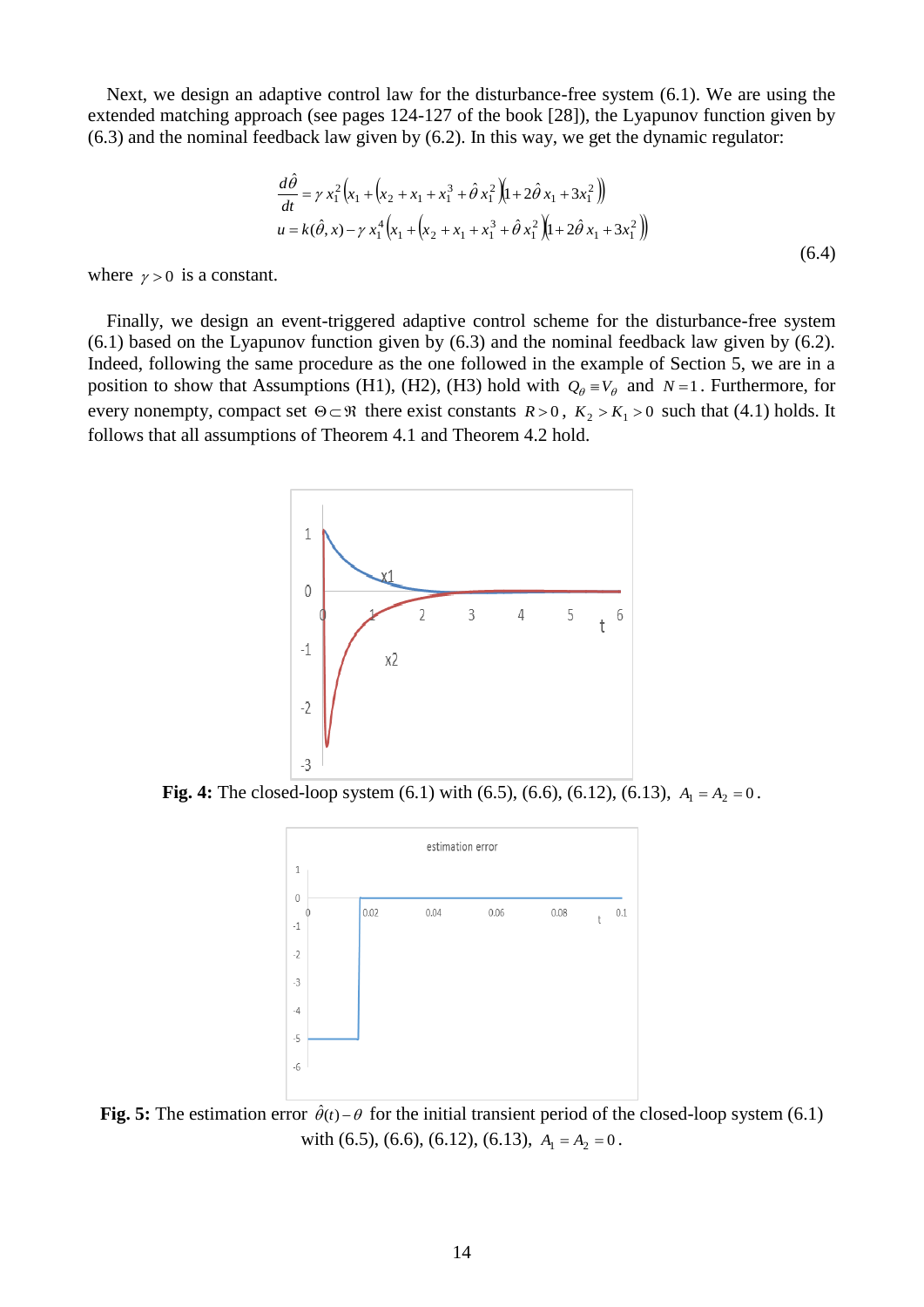Next, we design an adaptive control law for the disturbance-free system (6.1). We are using the extended matching approach (see pages 124-127 of the book [28]), the Lyapunov function given by (6.3) and the nominal feedback law given by (6.2). In this way, we get the dynamic regulator:

$$\frac{d\hat{\theta}}{dt} = \gamma\, x_1^2 \left(x_1 + \left(x_2 + x_1 + x_1^3 + \hat{\theta}\, x_1^2\right)\left(1 + 2\hat{\theta}\, x_1 + 3x_1^2\right)\right)$$
$$u = k(\hat{\theta}, x) - \gamma\, x_1^4 \left(x_1 + \left(x_2 + x_1 + x_1^3 + \hat{\theta}\, x_1^2\right)\left(1 + 2\hat{\theta}\, x_1 + 3x_1^2\right)\right) \tag{6.4}$$

where $\gamma > 0$ is a constant.

Finally, we design an event-triggered adaptive control scheme for the disturbance-free system (6.1) based on the Lyapunov function given by (6.3) and the nominal feedback law given by (6.2). Indeed, following the same procedure as the one followed in the example of Section 5, we are in a position to show that Assumptions (H1), (H2), (H3) hold with $Q_\theta \equiv V_\theta$ and $N = 1$. Furthermore, for every nonempty, compact set $\Theta \subset \Re$ there exist constants $R > 0$, $K_2 > K_1 > 0$ such that (4.1) holds. It follows that all assumptions of Theorem 4.1 and Theorem 4.2 hold.

**Fig. 4:** The closed-loop system (6.1) with (6.5), (6.6), (6.12), (6.13), $A_1 = A_2 = 0$.

**Fig. 5:** The estimation error $\hat{\theta}(t) - \theta$ for the initial transient period of the closed-loop system (6.1) with (6.5), (6.6), (6.12), (6.13), $A_1 = A_2 = 0$.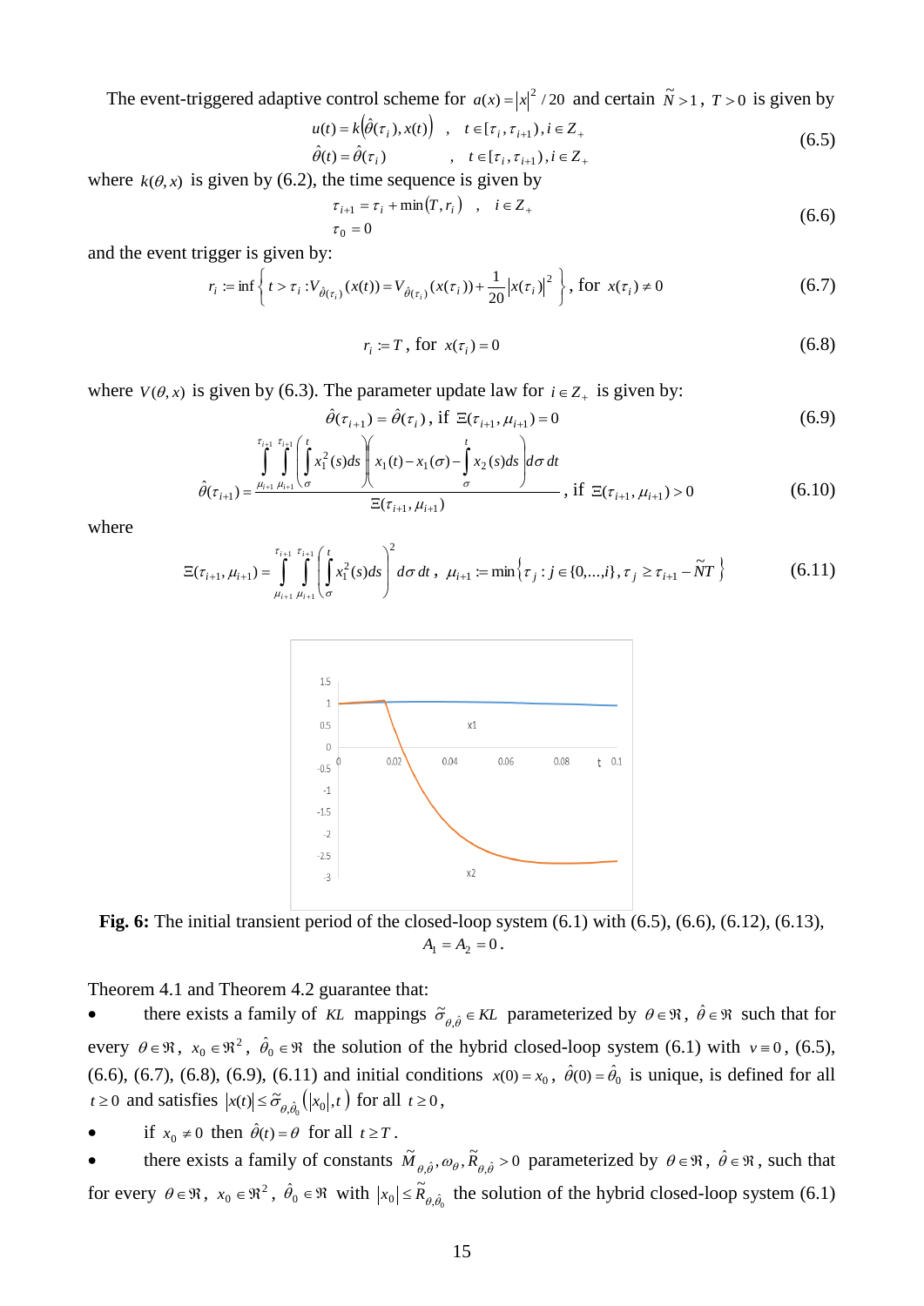The event-triggered adaptive control scheme for $a(x) = |x|^2 / 20$ and certain $\tilde{N} > 1$, $T > 0$ is given by

$$
\begin{aligned}
u(t) &= k\left(\hat{\theta}(\tau_i), x(t)\right) \quad , \quad t \in [\tau_i, \tau_{i+1}), i \in Z_+ \\
\hat{\theta}(t) &= \hat{\theta}(\tau_i) \qquad\qquad , \quad t \in [\tau_i, \tau_{i+1}), i \in Z_+
\end{aligned}
\tag{6.5}
$$

where $k(\theta, x)$ is given by (6.2), the time sequence is given by

$$
\begin{aligned}
\tau_{i+1} &= \tau_i + \min(T, r_i) \quad , \quad i \in Z_+ \\
\tau_0 &= 0
\end{aligned}
\tag{6.6}
$$

and the event trigger is given by:

$$
r_i := \inf\left\{ t > \tau_i : V_{\hat{\theta}(\tau_i)}(x(t)) = V_{\hat{\theta}(\tau_i)}(x(\tau_i)) + \frac{1}{20}|x(\tau_i)|^2 \right\}, \text{ for } x(\tau_i) \neq 0 \tag{6.7}
$$

$$
r_i := T, \text{ for } x(\tau_i) = 0 \tag{6.8}
$$

where $V(\theta, x)$ is given by (6.3). The parameter update law for $i \in Z_+$ is given by:

$$
\hat{\theta}(\tau_{i+1}) = \hat{\theta}(\tau_i), \text{ if } \Xi(\tau_{i+1}, \mu_{i+1}) = 0 \tag{6.9}
$$

$$
\hat{\theta}(\tau_{i+1}) = \frac{\displaystyle\int_{\mu_{i+1}}^{\tau_{i+1}} \int_{\mu_{i+1}}^{\tau_{i+1}} \left( \int_{\sigma}^{t} x_1^2(s)ds \right)\left( x_1(t) - x_1(\sigma) - \int_{\sigma}^{t} x_2(s)ds \right) d\sigma\, dt}{\Xi(\tau_{i+1}, \mu_{i+1})}, \text{ if } \Xi(\tau_{i+1}, \mu_{i+1}) > 0 \tag{6.10}
$$

where

$$
\Xi(\tau_{i+1}, \mu_{i+1}) = \int_{\mu_{i+1}}^{\tau_{i+1}} \int_{\mu_{i+1}}^{\tau_{i+1}} \left( \int_{\sigma}^{t} x_1^2(s)ds \right)^2 d\sigma\, dt, \quad \mu_{i+1} := \min\left\{ \tau_j : j \in \{0, \ldots, i\}, \tau_j \geq \tau_{i+1} - \tilde{N}T \right\} \tag{6.11}
$$

**Fig. 6:** The initial transient period of the closed-loop system (6.1) with (6.5), (6.6), (6.12), (6.13), $A_1 = A_2 = 0$.

Theorem 4.1 and Theorem 4.2 guarantee that:

- there exists a family of $KL$ mappings $\tilde{\sigma}_{\theta,\hat{\theta}} \in KL$ parameterized by $\theta \in \Re$, $\hat{\theta} \in \Re$ such that for every $\theta \in \Re$, $x_0 \in \Re^2$, $\hat{\theta}_0 \in \Re$ the solution of the hybrid closed-loop system (6.1) with $v \equiv 0$, (6.5), (6.6), (6.7), (6.8), (6.9), (6.11) and initial conditions $x(0) = x_0$, $\hat{\theta}(0) = \hat{\theta}_0$ is unique, is defined for all $t \geq 0$ and satisfies $|x(t)| \leq \tilde{\sigma}_{\theta,\hat{\theta}_0}\left(|x_0|, t\right)$ for all $t \geq 0$,
- if $x_0 \neq 0$ then $\hat{\theta}(t) = \theta$ for all $t \geq T$.
- there exists a family of constants $\tilde{M}_{\theta,\hat{\theta}}, \omega_\theta, \tilde{R}_{\theta,\hat{\theta}} > 0$ parameterized by $\theta \in \Re$, $\hat{\theta} \in \Re$, such that for every $\theta \in \Re$, $x_0 \in \Re^2$, $\hat{\theta}_0 \in \Re$ with $|x_0| \leq \tilde{R}_{\theta,\hat{\theta}_0}$ the solution of the hybrid closed-loop system (6.1)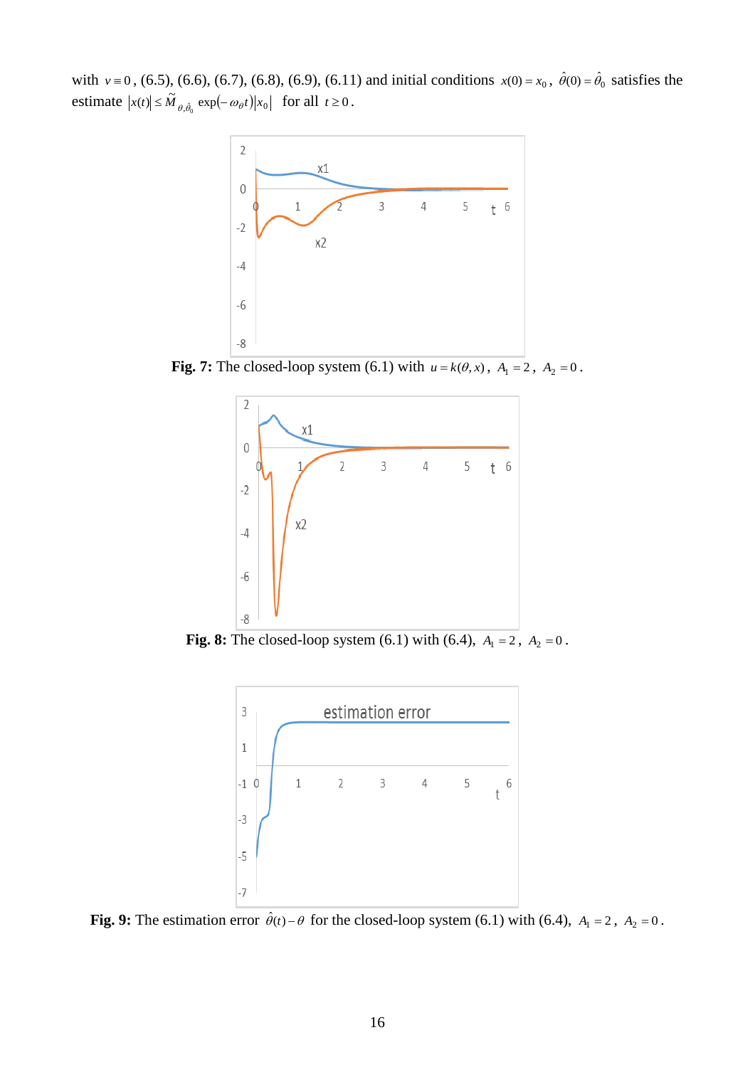with $v \equiv 0$, (6.5), (6.6), (6.7), (6.8), (6.9), (6.11) and initial conditions $x(0) = x_0$, $\hat{\theta}(0) = \hat{\theta}_0$ satisfies the estimate $|x(t)| \le \tilde{M}_{\theta,\hat{\theta}_0} \exp(-\omega_\theta t)|x_0|$ for all $t \ge 0$.

**Fig. 7:** The closed-loop system (6.1) with $u = k(\theta, x)$, $A_1 = 2$, $A_2 = 0$.

**Fig. 8:** The closed-loop system (6.1) with (6.4), $A_1 = 2$, $A_2 = 0$.

**Fig. 9:** The estimation error $\hat{\theta}(t) - \theta$ for the closed-loop system (6.1) with (6.4), $A_1 = 2$, $A_2 = 0$.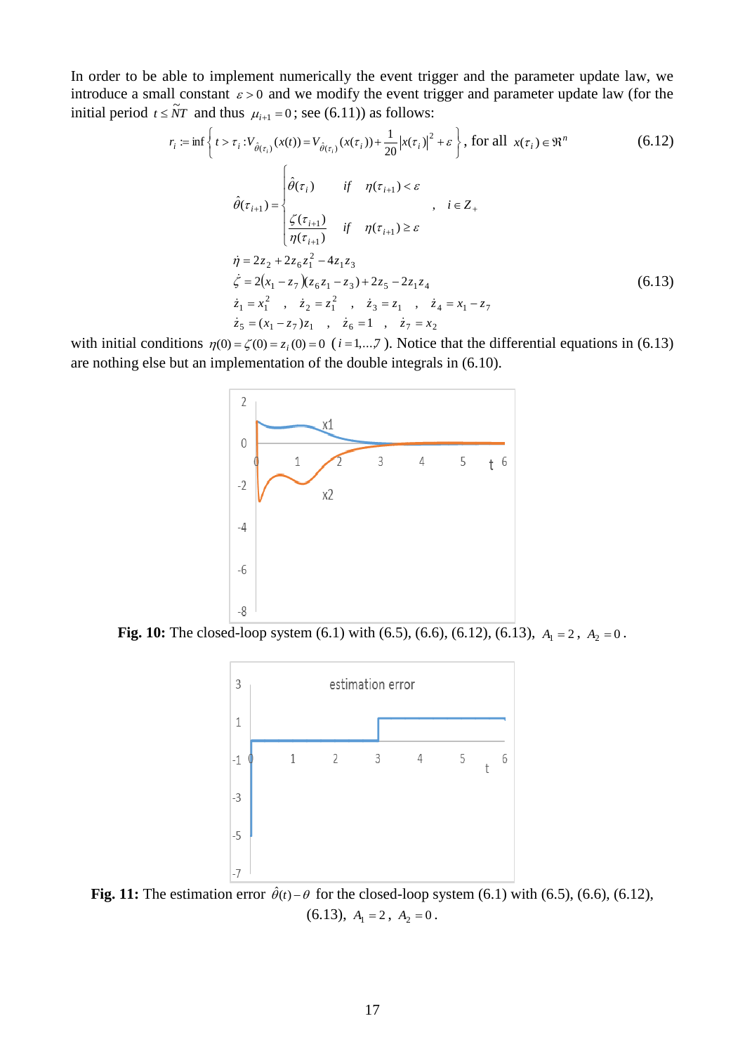In order to be able to implement numerically the event trigger and the parameter update law, we introduce a small constant $\varepsilon > 0$ and we modify the event trigger and parameter update law (for the initial period $t \le \tilde{N}T$ and thus $\mu_{i+1} = 0$; see (6.11)) as follows:

$$r_i := \inf\left\{ t > \tau_i : V_{\hat{\theta}(\tau_i)}(x(t)) = V_{\hat{\theta}(\tau_i)}(x(\tau_i)) + \frac{1}{20}|x(\tau_i)|^2 + \varepsilon \right\}, \text{ for all } x(\tau_i) \in \Re^n \tag{6.12}$$

$$\hat{\theta}(\tau_{i+1}) = \begin{cases} \hat{\theta}(\tau_i) & \text{if} \quad \eta(\tau_{i+1}) < \varepsilon \\ \dfrac{\zeta(\tau_{i+1})}{\eta(\tau_{i+1})} & \text{if} \quad \eta(\tau_{i+1}) \ge \varepsilon \end{cases} \quad , \quad i \in Z_+$$

$$\begin{aligned} &\dot{\eta} = 2z_2 + 2z_6 z_1^2 - 4z_1 z_3 \\ &\dot{\zeta} = 2(x_1 - z_7)(z_6 z_1 - z_3) + 2z_5 - 2z_1 z_4 \\ &\dot{z}_1 = x_1^2 \quad , \quad \dot{z}_2 = z_1^2 \quad , \quad \dot{z}_3 = z_1 \quad , \quad \dot{z}_4 = x_1 - z_7 \\ &\dot{z}_5 = (x_1 - z_7) z_1 \quad , \quad \dot{z}_6 = 1 \quad , \quad \dot{z}_7 = x_2 \end{aligned} \tag{6.13}$$

with initial conditions $\eta(0) = \zeta(0) = z_i(0) = 0$ ($i = 1,...,7$). Notice that the differential equations in (6.13) are nothing else but an implementation of the double integrals in (6.10).

**Fig. 10:** The closed-loop system (6.1) with (6.5), (6.6), (6.12), (6.13), $A_1 = 2$, $A_2 = 0$.

**Fig. 11:** The estimation error $\hat{\theta}(t) - \theta$ for the closed-loop system (6.1) with (6.5), (6.6), (6.12), (6.13), $A_1 = 2$, $A_2 = 0$.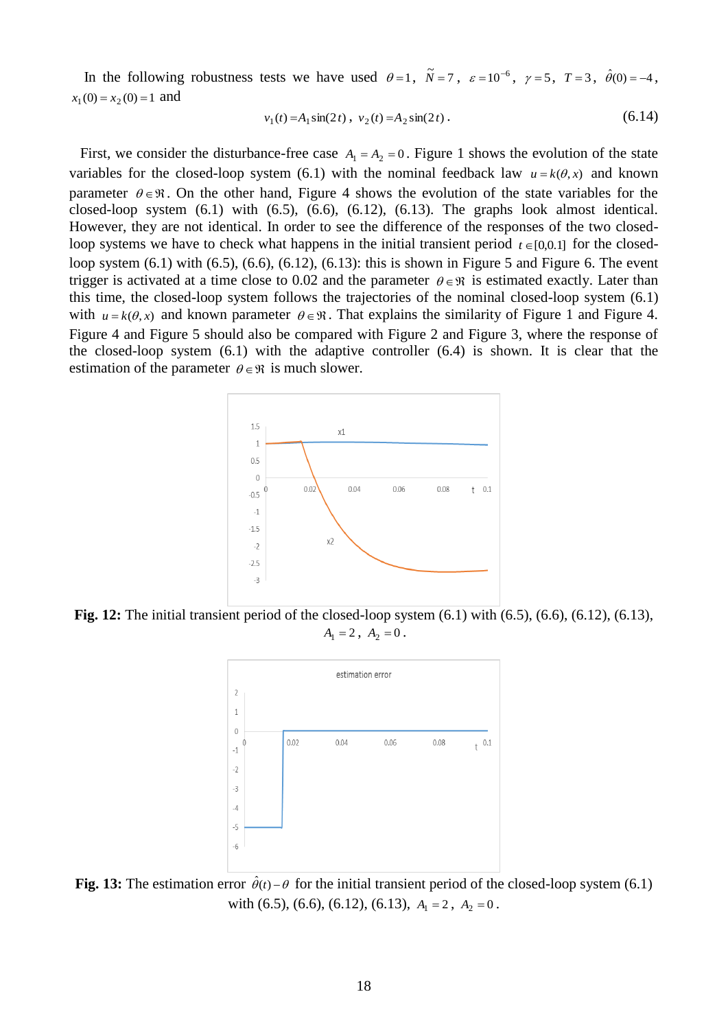In the following robustness tests we have used $\theta = 1$, $\tilde{N} = 7$, $\varepsilon = 10^{-6}$, $\gamma = 5$, $T = 3$, $\hat{\theta}(0) = -4$, $x_1(0) = x_2(0) = 1$ and

$$v_1(t) = A_1 \sin(2t), \; v_2(t) = A_2 \sin(2t). \tag{6.14}$$

First, we consider the disturbance-free case $A_1 = A_2 = 0$. Figure 1 shows the evolution of the state variables for the closed-loop system (6.1) with the nominal feedback law $u = k(\theta, x)$ and known parameter $\theta \in \Re$. On the other hand, Figure 4 shows the evolution of the state variables for the closed-loop system (6.1) with (6.5), (6.6), (6.12), (6.13). The graphs look almost identical. However, they are not identical. In order to see the difference of the responses of the two closed-loop systems we have to check what happens in the initial transient period $t \in [0, 0.1]$ for the closed-loop system (6.1) with (6.5), (6.6), (6.12), (6.13): this is shown in Figure 5 and Figure 6. The event trigger is activated at a time close to 0.02 and the parameter $\theta \in \Re$ is estimated exactly. Later than this time, the closed-loop system follows the trajectories of the nominal closed-loop system (6.1) with $u = k(\theta, x)$ and known parameter $\theta \in \Re$. That explains the similarity of Figure 1 and Figure 4. Figure 4 and Figure 5 should also be compared with Figure 2 and Figure 3, where the response of the closed-loop system (6.1) with the adaptive controller (6.4) is shown. It is clear that the estimation of the parameter $\theta \in \Re$ is much slower.

**Fig. 12:** The initial transient period of the closed-loop system (6.1) with (6.5), (6.6), (6.12), (6.13), $A_1 = 2$, $A_2 = 0$.

**Fig. 13:** The estimation error $\hat{\theta}(t) - \theta$ for the initial transient period of the closed-loop system (6.1) with (6.5), (6.6), (6.12), (6.13), $A_1 = 2$, $A_2 = 0$.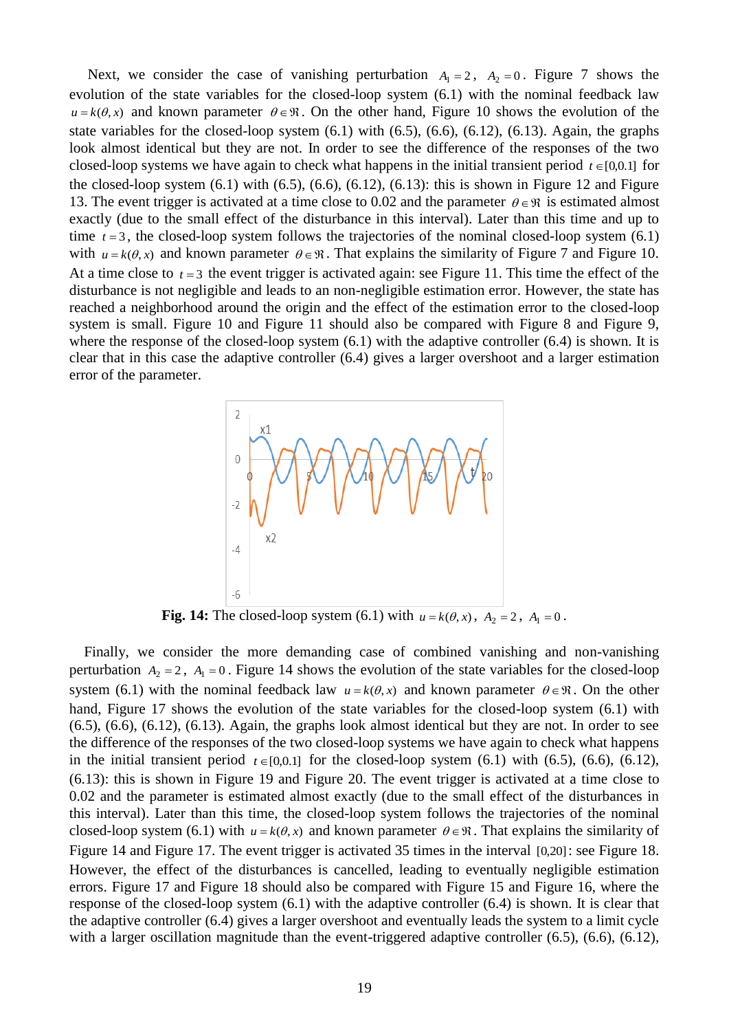Next, we consider the case of vanishing perturbation $A_1 = 2$, $A_2 = 0$. Figure 7 shows the evolution of the state variables for the closed-loop system (6.1) with the nominal feedback law $u = k(\theta, x)$ and known parameter $\theta \in \Re$. On the other hand, Figure 10 shows the evolution of the state variables for the closed-loop system (6.1) with (6.5), (6.6), (6.12), (6.13). Again, the graphs look almost identical but they are not. In order to see the difference of the responses of the two closed-loop systems we have again to check what happens in the initial transient period $t \in [0, 0.1]$ for the closed-loop system (6.1) with (6.5), (6.6), (6.12), (6.13): this is shown in Figure 12 and Figure 13. The event trigger is activated at a time close to 0.02 and the parameter $\theta \in \Re$ is estimated almost exactly (due to the small effect of the disturbance in this interval). Later than this time and up to time $t = 3$, the closed-loop system follows the trajectories of the nominal closed-loop system (6.1) with $u = k(\theta, x)$ and known parameter $\theta \in \Re$. That explains the similarity of Figure 7 and Figure 10. At a time close to $t = 3$ the event trigger is activated again: see Figure 11. This time the effect of the disturbance is not negligible and leads to an non-negligible estimation error. However, the state has reached a neighborhood around the origin and the effect of the estimation error to the closed-loop system is small. Figure 10 and Figure 11 should also be compared with Figure 8 and Figure 9, where the response of the closed-loop system (6.1) with the adaptive controller (6.4) is shown. It is clear that in this case the adaptive controller (6.4) gives a larger overshoot and a larger estimation error of the parameter.

**Fig. 14:** The closed-loop system (6.1) with $u = k(\theta, x)$, $A_2 = 2$, $A_1 = 0$.

Finally, we consider the more demanding case of combined vanishing and non-vanishing perturbation $A_2 = 2$, $A_1 = 0$. Figure 14 shows the evolution of the state variables for the closed-loop system (6.1) with the nominal feedback law $u = k(\theta, x)$ and known parameter $\theta \in \Re$. On the other hand, Figure 17 shows the evolution of the state variables for the closed-loop system (6.1) with (6.5), (6.6), (6.12), (6.13). Again, the graphs look almost identical but they are not. In order to see the difference of the responses of the two closed-loop systems we have again to check what happens in the initial transient period $t \in [0, 0.1]$ for the closed-loop system (6.1) with (6.5), (6.6), (6.12), (6.13): this is shown in Figure 19 and Figure 20. The event trigger is activated at a time close to 0.02 and the parameter is estimated almost exactly (due to the small effect of the disturbances in this interval). Later than this time, the closed-loop system follows the trajectories of the nominal closed-loop system (6.1) with $u = k(\theta, x)$ and known parameter $\theta \in \Re$. That explains the similarity of Figure 14 and Figure 17. The event trigger is activated 35 times in the interval $[0, 20]$: see Figure 18. However, the effect of the disturbances is cancelled, leading to eventually negligible estimation errors. Figure 17 and Figure 18 should also be compared with Figure 15 and Figure 16, where the response of the closed-loop system (6.1) with the adaptive controller (6.4) is shown. It is clear that the adaptive controller (6.4) gives a larger overshoot and eventually leads the system to a limit cycle with a larger oscillation magnitude than the event-triggered adaptive controller (6.5), (6.6), (6.12),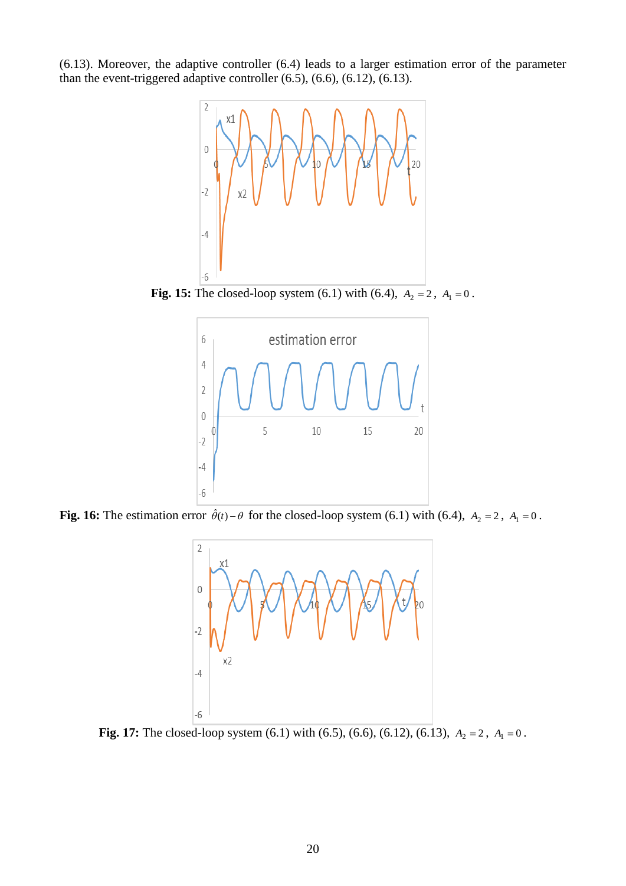(6.13). Moreover, the adaptive controller (6.4) leads to a larger estimation error of the parameter than the event-triggered adaptive controller (6.5), (6.6), (6.12), (6.13).

**Fig. 15:** The closed-loop system (6.1) with (6.4), $A_2 = 2$, $A_1 = 0$.

**Fig. 16:** The estimation error $\hat{\theta}(t) - \theta$ for the closed-loop system (6.1) with (6.4), $A_2 = 2$, $A_1 = 0$.

**Fig. 17:** The closed-loop system (6.1) with (6.5), (6.6), (6.12), (6.13), $A_2 = 2$, $A_1 = 0$.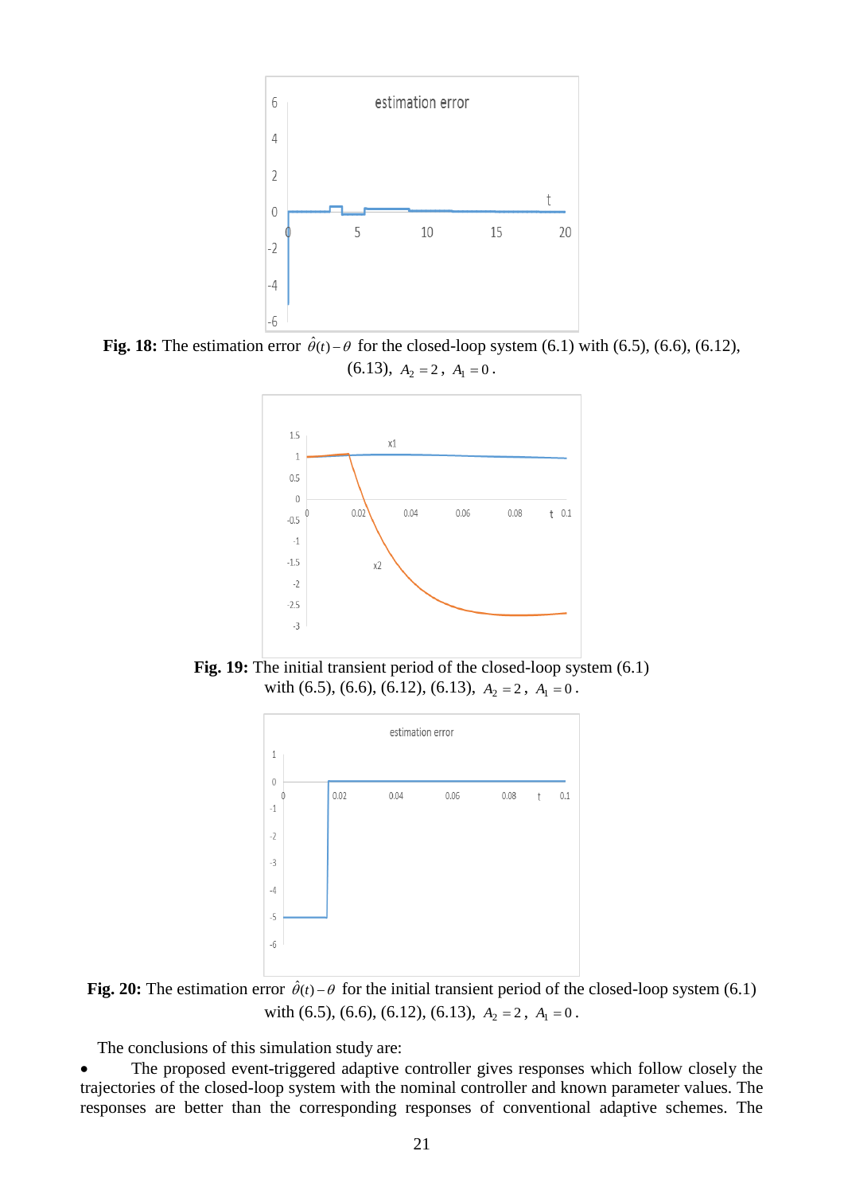**Fig. 18:** The estimation error $\hat{\theta}(t)-\theta$ for the closed-loop system (6.1) with (6.5), (6.6), (6.12), (6.13), $A_2 = 2$, $A_1 = 0$.

**Fig. 19:** The initial transient period of the closed-loop system (6.1) with (6.5), (6.6), (6.12), (6.13), $A_2 = 2$, $A_1 = 0$.

**Fig. 20:** The estimation error $\hat{\theta}(t)-\theta$ for the initial transient period of the closed-loop system (6.1) with (6.5), (6.6), (6.12), (6.13), $A_2 = 2$, $A_1 = 0$.

The conclusions of this simulation study are:

- The proposed event-triggered adaptive controller gives responses which follow closely the trajectories of the closed-loop system with the nominal controller and known parameter values. The responses are better than the corresponding responses of conventional adaptive schemes. The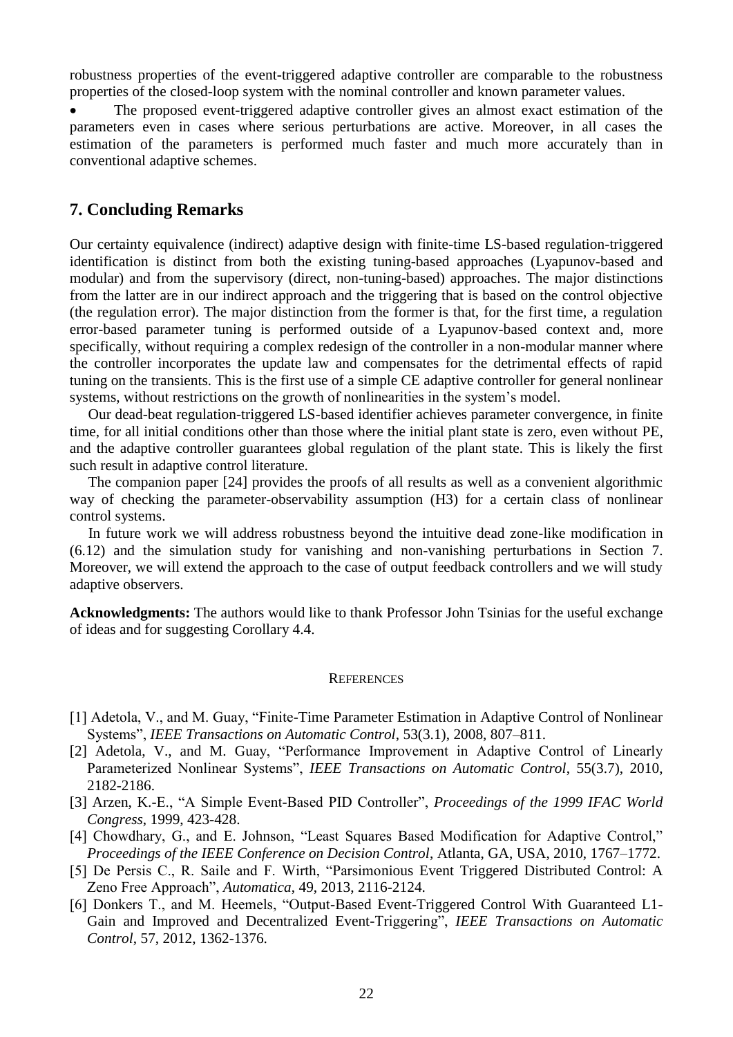robustness properties of the event-triggered adaptive controller are comparable to the robustness properties of the closed-loop system with the nominal controller and known parameter values.

- The proposed event-triggered adaptive controller gives an almost exact estimation of the parameters even in cases where serious perturbations are active. Moreover, in all cases the estimation of the parameters is performed much faster and much more accurately than in conventional adaptive schemes.

## 7. Concluding Remarks

Our certainty equivalence (indirect) adaptive design with finite-time LS-based regulation-triggered identification is distinct from both the existing tuning-based approaches (Lyapunov-based and modular) and from the supervisory (direct, non-tuning-based) approaches. The major distinctions from the latter are in our indirect approach and the triggering that is based on the control objective (the regulation error). The major distinction from the former is that, for the first time, a regulation error-based parameter tuning is performed outside of a Lyapunov-based context and, more specifically, without requiring a complex redesign of the controller in a non-modular manner where the controller incorporates the update law and compensates for the detrimental effects of rapid tuning on the transients. This is the first use of a simple CE adaptive controller for general nonlinear systems, without restrictions on the growth of nonlinearities in the system's model.

Our dead-beat regulation-triggered LS-based identifier achieves parameter convergence, in finite time, for all initial conditions other than those where the initial plant state is zero, even without PE, and the adaptive controller guarantees global regulation of the plant state. This is likely the first such result in adaptive control literature.

The companion paper [24] provides the proofs of all results as well as a convenient algorithmic way of checking the parameter-observability assumption (H3) for a certain class of nonlinear control systems.

In future work we will address robustness beyond the intuitive dead zone-like modification in (6.12) and the simulation study for vanishing and non-vanishing perturbations in Section 7. Moreover, we will extend the approach to the case of output feedback controllers and we will study adaptive observers.

**Acknowledgments:** The authors would like to thank Professor John Tsinias for the useful exchange of ideas and for suggesting Corollary 4.4.

### References

[1] Adetola, V., and M. Guay, "Finite-Time Parameter Estimation in Adaptive Control of Nonlinear Systems", *IEEE Transactions on Automatic Control*, 53(3.1), 2008, 807–811.

[2] Adetola, V., and M. Guay, "Performance Improvement in Adaptive Control of Linearly Parameterized Nonlinear Systems", *IEEE Transactions on Automatic Control*, 55(3.7), 2010, 2182-2186.

[3] Arzen, K.-E., "A Simple Event-Based PID Controller", *Proceedings of the 1999 IFAC World Congress*, 1999, 423-428.

[4] Chowdhary, G., and E. Johnson, "Least Squares Based Modification for Adaptive Control," *Proceedings of the IEEE Conference on Decision Control*, Atlanta, GA, USA, 2010, 1767–1772.

[5] De Persis C., R. Saile and F. Wirth, "Parsimonious Event Triggered Distributed Control: A Zeno Free Approach", *Automatica*, 49, 2013, 2116-2124.

[6] Donkers T., and M. Heemels, "Output-Based Event-Triggered Control With Guaranteed L1-Gain and Improved and Decentralized Event-Triggering", *IEEE Transactions on Automatic Control*, 57, 2012, 1362-1376.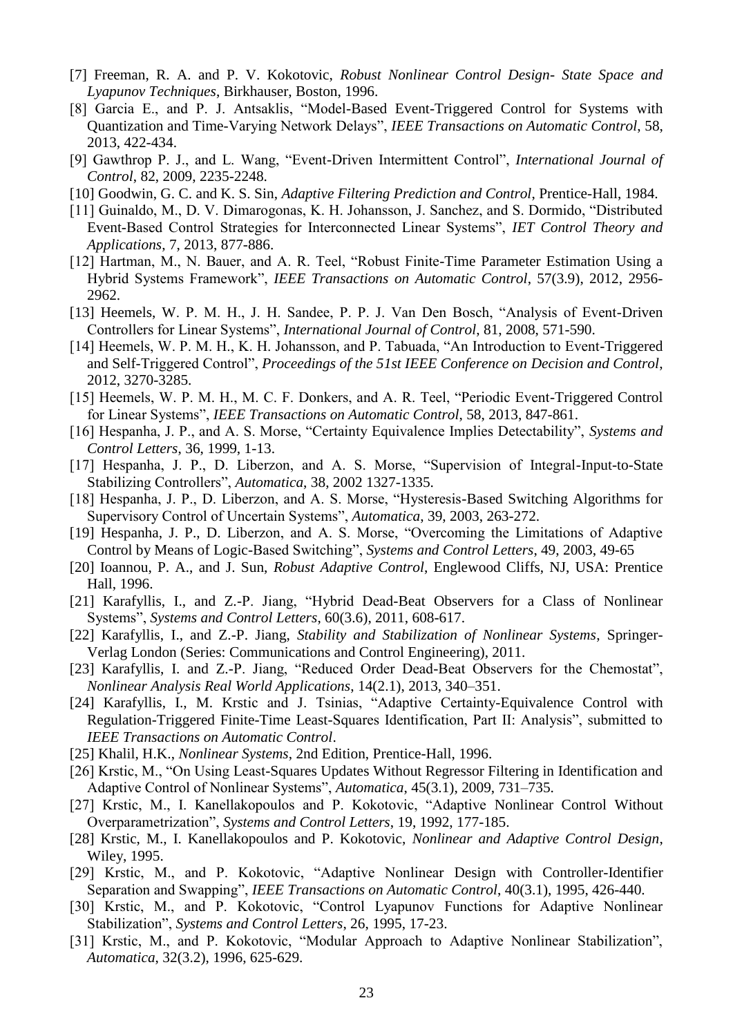[7] Freeman, R. A. and P. V. Kokotovic, *Robust Nonlinear Control Design- State Space and Lyapunov Techniques*, Birkhauser, Boston, 1996.

[8] Garcia E., and P. J. Antsaklis, "Model-Based Event-Triggered Control for Systems with Quantization and Time-Varying Network Delays", *IEEE Transactions on Automatic Control*, 58, 2013, 422-434.

[9] Gawthrop P. J., and L. Wang, "Event-Driven Intermittent Control", *International Journal of Control*, 82, 2009, 2235-2248.

[10] Goodwin, G. C. and K. S. Sin, *Adaptive Filtering Prediction and Control*, Prentice-Hall, 1984.

[11] Guinaldo, M., D. V. Dimarogonas, K. H. Johansson, J. Sanchez, and S. Dormido, "Distributed Event-Based Control Strategies for Interconnected Linear Systems", *IET Control Theory and Applications*, 7, 2013, 877-886.

[12] Hartman, M., N. Bauer, and A. R. Teel, "Robust Finite-Time Parameter Estimation Using a Hybrid Systems Framework", *IEEE Transactions on Automatic Control*, 57(3.9), 2012, 2956-2962.

[13] Heemels, W. P. M. H., J. H. Sandee, P. P. J. Van Den Bosch, "Analysis of Event-Driven Controllers for Linear Systems", *International Journal of Control*, 81, 2008, 571-590.

[14] Heemels, W. P. M. H., K. H. Johansson, and P. Tabuada, "An Introduction to Event-Triggered and Self-Triggered Control", *Proceedings of the 51st IEEE Conference on Decision and Control*, 2012, 3270-3285.

[15] Heemels, W. P. M. H., M. C. F. Donkers, and A. R. Teel, "Periodic Event-Triggered Control for Linear Systems", *IEEE Transactions on Automatic Control*, 58, 2013, 847-861.

[16] Hespanha, J. P., and A. S. Morse, "Certainty Equivalence Implies Detectability", *Systems and Control Letters*, 36, 1999, 1-13.

[17] Hespanha, J. P., D. Liberzon, and A. S. Morse, "Supervision of Integral-Input-to-State Stabilizing Controllers", *Automatica*, 38, 2002 1327-1335.

[18] Hespanha, J. P., D. Liberzon, and A. S. Morse, "Hysteresis-Based Switching Algorithms for Supervisory Control of Uncertain Systems", *Automatica*, 39, 2003, 263-272.

[19] Hespanha, J. P., D. Liberzon, and A. S. Morse, "Overcoming the Limitations of Adaptive Control by Means of Logic-Based Switching", *Systems and Control Letters*, 49, 2003, 49-65

[20] Ioannou, P. A., and J. Sun, *Robust Adaptive Control*, Englewood Cliffs, NJ, USA: Prentice Hall, 1996.

[21] Karafyllis, I., and Z.-P. Jiang, "Hybrid Dead-Beat Observers for a Class of Nonlinear Systems", *Systems and Control Letters*, 60(3.6), 2011, 608-617.

[22] Karafyllis, I., and Z.-P. Jiang, *Stability and Stabilization of Nonlinear Systems*, Springer-Verlag London (Series: Communications and Control Engineering), 2011.

[23] Karafyllis, I. and Z.-P. Jiang, "Reduced Order Dead-Beat Observers for the Chemostat", *Nonlinear Analysis Real World Applications*, 14(2.1), 2013, 340–351.

[24] Karafyllis, I., M. Krstic and J. Tsinias, "Adaptive Certainty-Equivalence Control with Regulation-Triggered Finite-Time Least-Squares Identification, Part II: Analysis", submitted to *IEEE Transactions on Automatic Control*.

[25] Khalil, H.K., *Nonlinear Systems*, 2nd Edition, Prentice-Hall, 1996.

[26] Krstic, M., "On Using Least-Squares Updates Without Regressor Filtering in Identification and Adaptive Control of Nonlinear Systems", *Automatica*, 45(3.1), 2009, 731–735.

[27] Krstic, M., I. Kanellakopoulos and P. Kokotovic, "Adaptive Nonlinear Control Without Overparametrization", *Systems and Control Letters*, 19, 1992, 177-185.

[28] Krstic, M., I. Kanellakopoulos and P. Kokotovic, *Nonlinear and Adaptive Control Design*, Wiley, 1995.

[29] Krstic, M., and P. Kokotovic, "Adaptive Nonlinear Design with Controller-Identifier Separation and Swapping", *IEEE Transactions on Automatic Control*, 40(3.1), 1995, 426-440.

[30] Krstic, M., and P. Kokotovic, "Control Lyapunov Functions for Adaptive Nonlinear Stabilization", *Systems and Control Letters*, 26, 1995, 17-23.

[31] Krstic, M., and P. Kokotovic, "Modular Approach to Adaptive Nonlinear Stabilization", *Automatica*, 32(3.2), 1996, 625-629.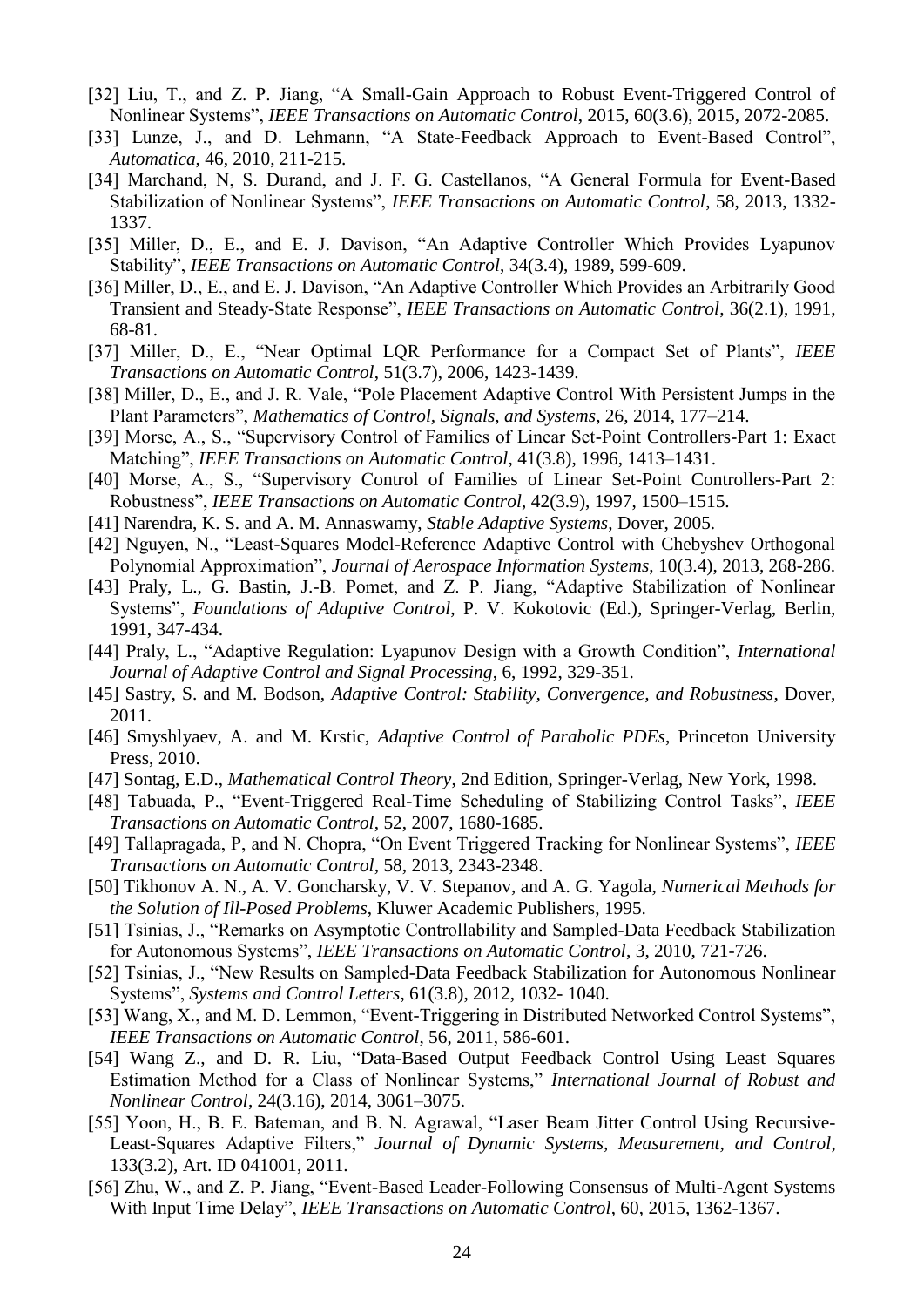[32] Liu, T., and Z. P. Jiang, "A Small-Gain Approach to Robust Event-Triggered Control of Nonlinear Systems", *IEEE Transactions on Automatic Control*, 2015, 60(3.6), 2015, 2072-2085.

[33] Lunze, J., and D. Lehmann, "A State-Feedback Approach to Event-Based Control", *Automatica*, 46, 2010, 211-215.

[34] Marchand, N, S. Durand, and J. F. G. Castellanos, "A General Formula for Event-Based Stabilization of Nonlinear Systems", *IEEE Transactions on Automatic Control*, 58, 2013, 1332-1337.

[35] Miller, D., E., and E. J. Davison, "An Adaptive Controller Which Provides Lyapunov Stability", *IEEE Transactions on Automatic Control*, 34(3.4), 1989, 599-609.

[36] Miller, D., E., and E. J. Davison, "An Adaptive Controller Which Provides an Arbitrarily Good Transient and Steady-State Response", *IEEE Transactions on Automatic Control*, 36(2.1), 1991, 68-81.

[37] Miller, D., E., "Near Optimal LQR Performance for a Compact Set of Plants", *IEEE Transactions on Automatic Control*, 51(3.7), 2006, 1423-1439.

[38] Miller, D., E., and J. R. Vale, "Pole Placement Adaptive Control With Persistent Jumps in the Plant Parameters", *Mathematics of Control, Signals, and Systems*, 26, 2014, 177–214.

[39] Morse, A., S., "Supervisory Control of Families of Linear Set-Point Controllers-Part 1: Exact Matching", *IEEE Transactions on Automatic Control*, 41(3.8), 1996, 1413–1431.

[40] Morse, A., S., "Supervisory Control of Families of Linear Set-Point Controllers-Part 2: Robustness", *IEEE Transactions on Automatic Control*, 42(3.9), 1997, 1500–1515.

[41] Narendra, K. S. and A. M. Annaswamy, *Stable Adaptive Systems*, Dover, 2005.

[42] Nguyen, N., "Least-Squares Model-Reference Adaptive Control with Chebyshev Orthogonal Polynomial Approximation", *Journal of Aerospace Information Systems*, 10(3.4), 2013, 268-286.

[43] Praly, L., G. Bastin, J.-B. Pomet, and Z. P. Jiang, "Adaptive Stabilization of Nonlinear Systems", *Foundations of Adaptive Control*, P. V. Kokotovic (Ed.), Springer-Verlag, Berlin, 1991, 347-434.

[44] Praly, L., "Adaptive Regulation: Lyapunov Design with a Growth Condition", *International Journal of Adaptive Control and Signal Processing*, 6, 1992, 329-351.

[45] Sastry, S. and M. Bodson, *Adaptive Control: Stability, Convergence, and Robustness*, Dover, 2011.

[46] Smyshlyaev, A. and M. Krstic, *Adaptive Control of Parabolic PDEs*, Princeton University Press, 2010.

[47] Sontag, E.D., *Mathematical Control Theory*, 2nd Edition, Springer-Verlag, New York, 1998.

[48] Tabuada, P., "Event-Triggered Real-Time Scheduling of Stabilizing Control Tasks", *IEEE Transactions on Automatic Control*, 52, 2007, 1680-1685.

[49] Tallapragada, P, and N. Chopra, "On Event Triggered Tracking for Nonlinear Systems", *IEEE Transactions on Automatic Control*, 58, 2013, 2343-2348.

[50] Tikhonov A. N., A. V. Goncharsky, V. V. Stepanov, and A. G. Yagola, *Numerical Methods for the Solution of Ill-Posed Problems*, Kluwer Academic Publishers, 1995.

[51] Tsinias, J., "Remarks on Asymptotic Controllability and Sampled-Data Feedback Stabilization for Autonomous Systems", *IEEE Transactions on Automatic Control*, 3, 2010, 721-726.

[52] Tsinias, J., "New Results on Sampled-Data Feedback Stabilization for Autonomous Nonlinear Systems", *Systems and Control Letters*, 61(3.8), 2012, 1032- 1040.

[53] Wang, X., and M. D. Lemmon, "Event-Triggering in Distributed Networked Control Systems", *IEEE Transactions on Automatic Control*, 56, 2011, 586-601.

[54] Wang Z., and D. R. Liu, "Data-Based Output Feedback Control Using Least Squares Estimation Method for a Class of Nonlinear Systems," *International Journal of Robust and Nonlinear Control*, 24(3.16), 2014, 3061–3075.

[55] Yoon, H., B. E. Bateman, and B. N. Agrawal, "Laser Beam Jitter Control Using Recursive-Least-Squares Adaptive Filters," *Journal of Dynamic Systems, Measurement, and Control*, 133(3.2), Art. ID 041001, 2011.

[56] Zhu, W., and Z. P. Jiang, "Event-Based Leader-Following Consensus of Multi-Agent Systems With Input Time Delay", *IEEE Transactions on Automatic Control*, 60, 2015, 1362-1367.